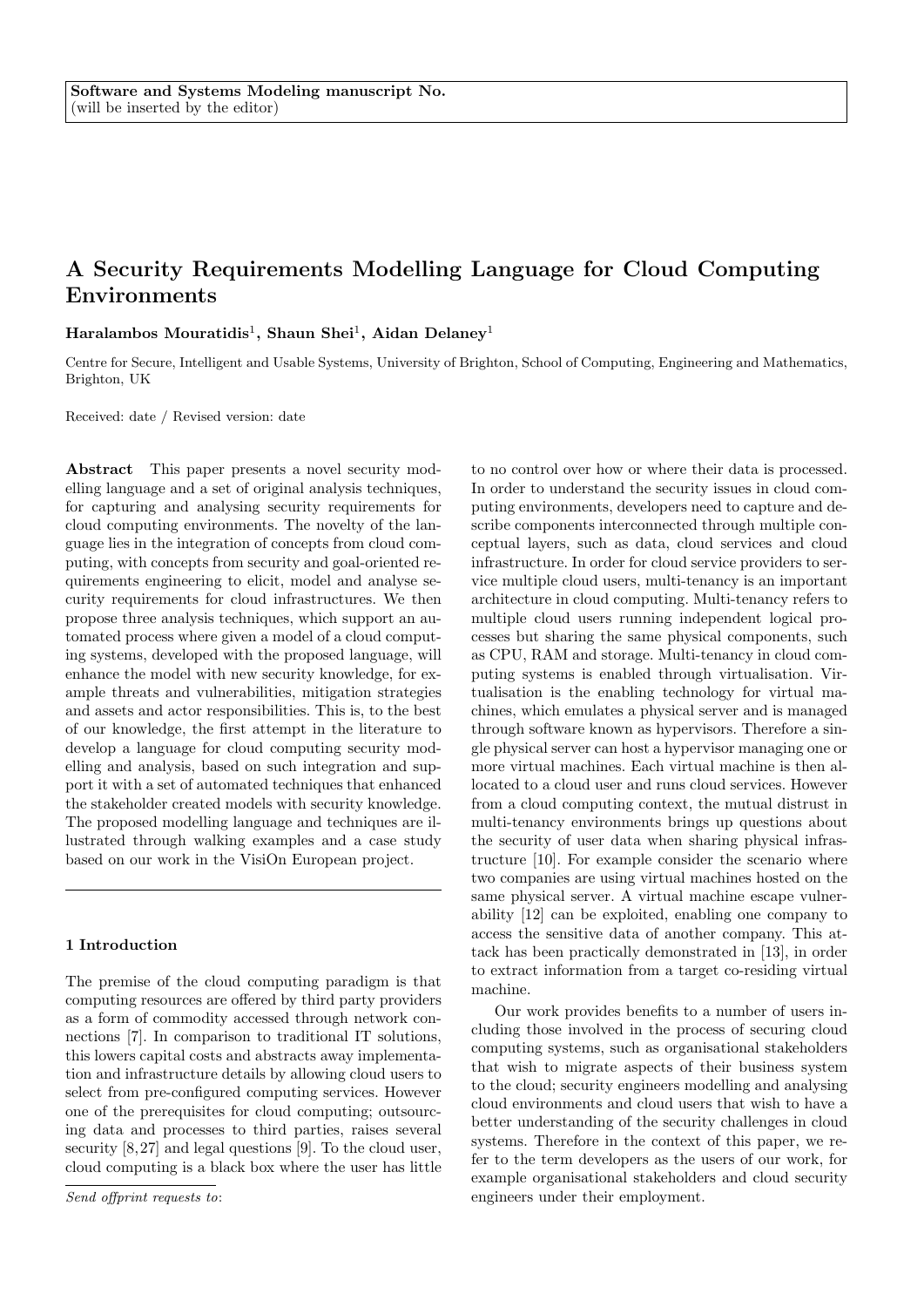Software and Systems Modeling manuscript No.
(will be inserted by the editor)

# A Security Requirements Modelling Language for Cloud Computing Environments

**Haralambos Mouratidis[1], Shaun Shei[1], Aidan Delaney[1]**

Centre for Secure, Intelligent and Usable Systems, University of Brighton, School of Computing, Engineering and Mathematics, Brighton, UK

Received: date / Revised version: date

**Abstract** This paper presents a novel security modelling language and a set of original analysis techniques, for capturing and analysing security requirements for cloud computing environments. The novelty of the language lies in the integration of concepts from cloud computing, with concepts from security and goal-oriented requirements engineering to elicit, model and analyse security requirements for cloud infrastructures. We then propose three analysis techniques, which support an automated process where given a model of a cloud computing systems, developed with the proposed language, will enhance the model with new security knowledge, for example threats and vulnerabilities, mitigation strategies and assets and actor responsibilities. This is, to the best of our knowledge, the first attempt in the literature to develop a language for cloud computing security modelling and analysis, based on such integration and support it with a set of automated techniques that enhanced the stakeholder created models with security knowledge. The proposed modelling language and techniques are illustrated through walking examples and a case study based on our work in the VisiOn European project.

## 1 Introduction

The premise of the cloud computing paradigm is that computing resources are offered by third party providers as a form of commodity accessed through network connections [7]. In comparison to traditional IT solutions, this lowers capital costs and abstracts away implementation and infrastructure details by allowing cloud users to select from pre-configured computing services. However one of the prerequisites for cloud computing; outsourcing data and processes to third parties, raises several security [8,27] and legal questions [9]. To the cloud user, cloud computing is a black box where the user has little to no control over how or where their data is processed. In order to understand the security issues in cloud computing environments, developers need to capture and describe components interconnected through multiple conceptual layers, such as data, cloud services and cloud infrastructure. In order for cloud service providers to service multiple cloud users, multi-tenancy is an important architecture in cloud computing. Multi-tenancy refers to multiple cloud users running independent logical processes but sharing the same physical components, such as CPU, RAM and storage. Multi-tenancy in cloud computing systems is enabled through virtualisation. Virtualisation is the enabling technology for virtual machines, which emulates a physical server and is managed through software known as hypervisors. Therefore a single physical server can host a hypervisor managing one or more virtual machines. Each virtual machine is then allocated to a cloud user and runs cloud services. However from a cloud computing context, the mutual distrust in multi-tenancy environments brings up questions about the security of user data when sharing physical infrastructure [10]. For example consider the scenario where two companies are using virtual machines hosted on the same physical server. A virtual machine escape vulnerability [12] can be exploited, enabling one company to access the sensitive data of another company. This attack has been practically demonstrated in [13], in order to extract information from a target co-residing virtual machine.

Our work provides benefits to a number of users including those involved in the process of securing cloud computing systems, such as organisational stakeholders that wish to migrate aspects of their business system to the cloud; security engineers modelling and analysing cloud environments and cloud users that wish to have a better understanding of the security challenges in cloud systems. Therefore in the context of this paper, we refer to the term developers as the users of our work, for example organisational stakeholders and cloud security engineers under their employment.

*Send offprint requests to*: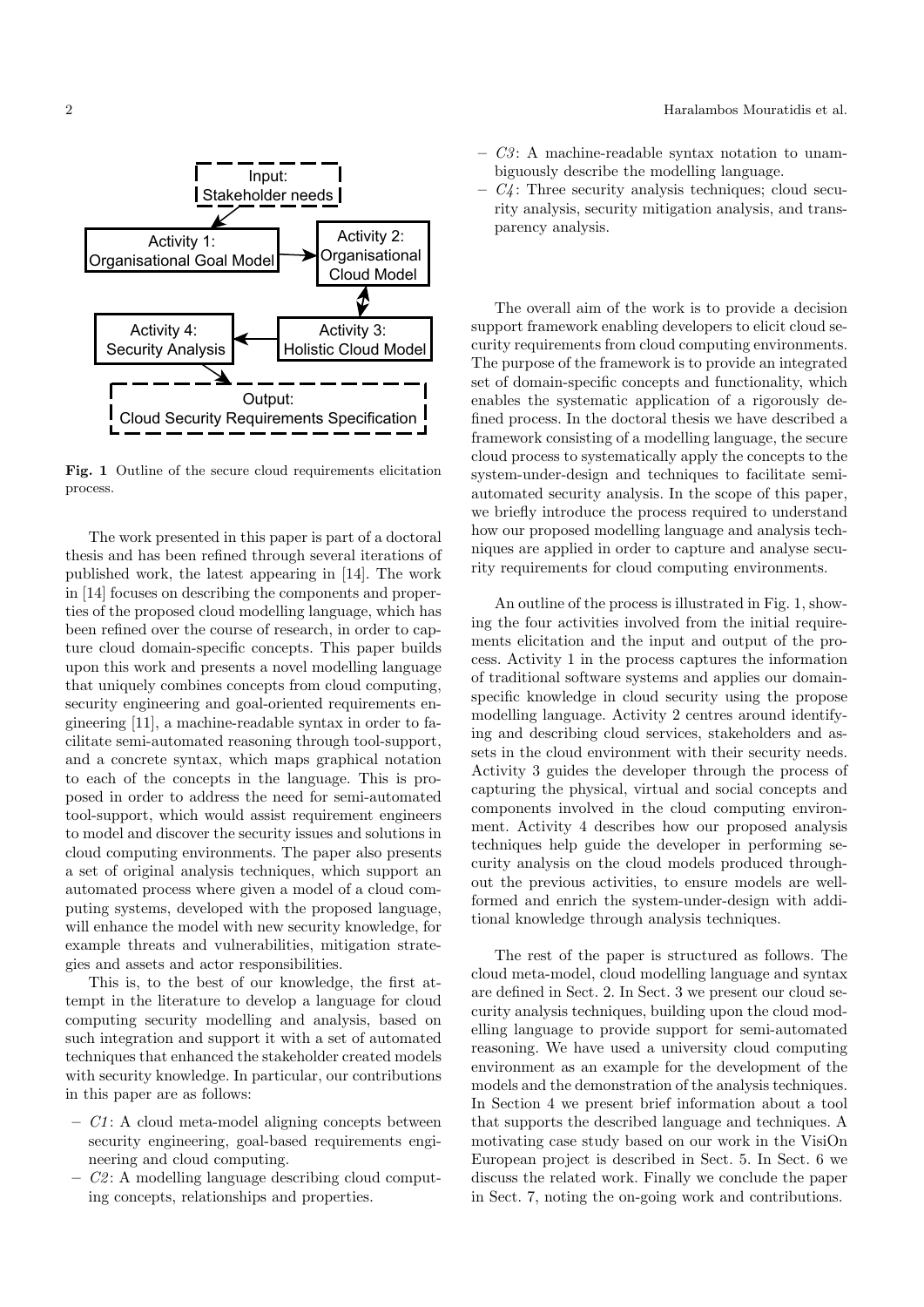Fig. 1 Outline of the secure cloud requirements elicitation process.

The work presented in this paper is part of a doctoral thesis and has been refined through several iterations of published work, the latest appearing in [14]. The work in [14] focuses on describing the components and properties of the proposed cloud modelling language, which has been refined over the course of research, in order to capture cloud domain-specific concepts. This paper builds upon this work and presents a novel modelling language that uniquely combines concepts from cloud computing, security engineering and goal-oriented requirements engineering [11], a machine-readable syntax in order to facilitate semi-automated reasoning through tool-support, and a concrete syntax, which maps graphical notation to each of the concepts in the language. This is proposed in order to address the need for semi-automated tool-support, which would assist requirement engineers to model and discover the security issues and solutions in cloud computing environments. The paper also presents a set of original analysis techniques, which support an automated process where given a model of a cloud computing systems, developed with the proposed language, will enhance the model with new security knowledge, for example threats and vulnerabilities, mitigation strategies and assets and actor responsibilities.

This is, to the best of our knowledge, the first attempt in the literature to develop a language for cloud computing security modelling and analysis, based on such integration and support it with a set of automated techniques that enhanced the stakeholder created models with security knowledge. In particular, our contributions in this paper are as follows:

- *C1*: A cloud meta-model aligning concepts between security engineering, goal-based requirements engineering and cloud computing.
- *C2*: A modelling language describing cloud computing concepts, relationships and properties.
- *C3*: A machine-readable syntax notation to unambiguously describe the modelling language.
- *C4*: Three security analysis techniques; cloud security analysis, security mitigation analysis, and transparency analysis.

The overall aim of the work is to provide a decision support framework enabling developers to elicit cloud security requirements from cloud computing environments. The purpose of the framework is to provide an integrated set of domain-specific concepts and functionality, which enables the systematic application of a rigorously defined process. In the doctoral thesis we have described a framework consisting of a modelling language, the secure cloud process to systematically apply the concepts to the system-under-design and techniques to facilitate semi-automated security analysis. In the scope of this paper, we briefly introduce the process required to understand how our proposed modelling language and analysis techniques are applied in order to capture and analyse security requirements for cloud computing environments.

An outline of the process is illustrated in Fig. 1, showing the four activities involved from the initial requirements elicitation and the input and output of the process. Activity 1 in the process captures the information of traditional software systems and applies our domain-specific knowledge in cloud security using the propose modelling language. Activity 2 centres around identifying and describing cloud services, stakeholders and assets in the cloud environment with their security needs. Activity 3 guides the developer through the process of capturing the physical, virtual and social concepts and components involved in the cloud computing environment. Activity 4 describes how our proposed analysis techniques help guide the developer in performing security analysis on the cloud models produced throughout the previous activities, to ensure models are well-formed and enrich the system-under-design with additional knowledge through analysis techniques.

The rest of the paper is structured as follows. The cloud meta-model, cloud modelling language and syntax are defined in Sect. 2. In Sect. 3 we present our cloud security analysis techniques, building upon the cloud modelling language to provide support for semi-automated reasoning. We have used a university cloud computing environment as an example for the development of the models and the demonstration of the analysis techniques. In Section 4 we present brief information about a tool that supports the described language and techniques. A motivating case study based on our work in the VisiOn European project is described in Sect. 5. In Sect. 6 we discuss the related work. Finally we conclude the paper in Sect. 7, noting the on-going work and contributions.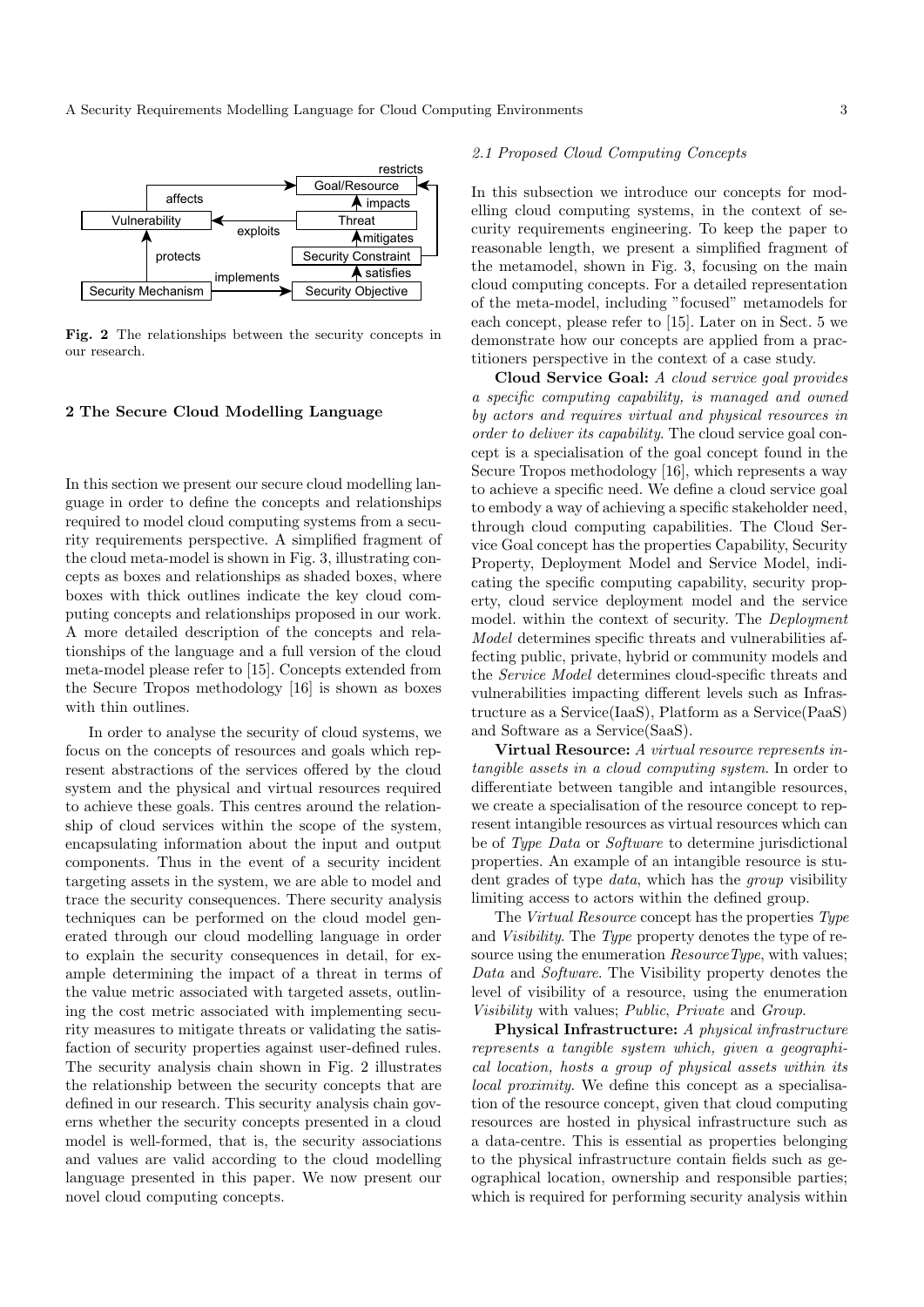Fig. 2 The relationships between the security concepts in our research.

## 2 The Secure Cloud Modelling Language

In this section we present our secure cloud modelling language in order to define the concepts and relationships required to model cloud computing systems from a security requirements perspective. A simplified fragment of the cloud meta-model is shown in Fig. 3, illustrating concepts as boxes and relationships as shaded boxes, where boxes with thick outlines indicate the key cloud computing concepts and relationships proposed in our work. A more detailed description of the concepts and relationships of the language and a full version of the cloud meta-model please refer to [15]. Concepts extended from the Secure Tropos methodology [16] is shown as boxes with thin outlines.

In order to analyse the security of cloud systems, we focus on the concepts of resources and goals which represent abstractions of the services offered by the cloud system and the physical and virtual resources required to achieve these goals. This centres around the relationship of cloud services within the scope of the system, encapsulating information about the input and output components. Thus in the event of a security incident targeting assets in the system, we are able to model and trace the security consequences. There security analysis techniques can be performed on the cloud model generated through our cloud modelling language in order to explain the security consequences in detail, for example determining the impact of a threat in terms of the value metric associated with targeted assets, outlining the cost metric associated with implementing security measures to mitigate threats or validating the satisfaction of security properties against user-defined rules. The security analysis chain shown in Fig. 2 illustrates the relationship between the security concepts that are defined in our research. This security analysis chain governs whether the security concepts presented in a cloud model is well-formed, that is, the security associations and values are valid according to the cloud modelling language presented in this paper. We now present our novel cloud computing concepts.

### 2.1 Proposed Cloud Computing Concepts

In this subsection we introduce our concepts for modelling cloud computing systems, in the context of security requirements engineering. To keep the paper to reasonable length, we present a simplified fragment of the metamodel, shown in Fig. 3, focusing on the main cloud computing concepts. For a detailed representation of the meta-model, including "focused" metamodels for each concept, please refer to [15]. Later on in Sect. 5 we demonstrate how our concepts are applied from a practitioners perspective in the context of a case study.

**Cloud Service Goal:** *A cloud service goal provides a specific computing capability, is managed and owned by actors and requires virtual and physical resources in order to deliver its capability.* The cloud service goal concept is a specialisation of the goal concept found in the Secure Tropos methodology [16], which represents a way to achieve a specific need. We define a cloud service goal to embody a way of achieving a specific stakeholder need, through cloud computing capabilities. The Cloud Service Goal concept has the properties Capability, Security Property, Deployment Model and Service Model, indicating the specific computing capability, security property, cloud service deployment model and the service model. within the context of security. The *Deployment Model* determines specific threats and vulnerabilities affecting public, private, hybrid or community models and the *Service Model* determines cloud-specific threats and vulnerabilities impacting different levels such as Infrastructure as a Service(IaaS), Platform as a Service(PaaS) and Software as a Service(SaaS).

**Virtual Resource:** *A virtual resource represents intangible assets in a cloud computing system.* In order to differentiate between tangible and intangible resources, we create a specialisation of the resource concept to represent intangible resources as virtual resources which can be of *Type Data* or *Software* to determine jurisdictional properties. An example of an intangible resource is student grades of type *data*, which has the *group* visibility limiting access to actors within the defined group.

The *Virtual Resource* concept has the properties *Type* and *Visibility*. The *Type* property denotes the type of resource using the enumeration *ResourceType*, with values; *Data* and *Software*. The Visibility property denotes the level of visibility of a resource, using the enumeration *Visibility* with values; *Public*, *Private* and *Group*.

**Physical Infrastructure:** *A physical infrastructure represents a tangible system which, given a geographical location, hosts a group of physical assets within its local proximity.* We define this concept as a specialisation of the resource concept, given that cloud computing resources are hosted in physical infrastructure such as a data-centre. This is essential as properties belonging to the physical infrastructure contain fields such as geographical location, ownership and responsible parties; which is required for performing security analysis within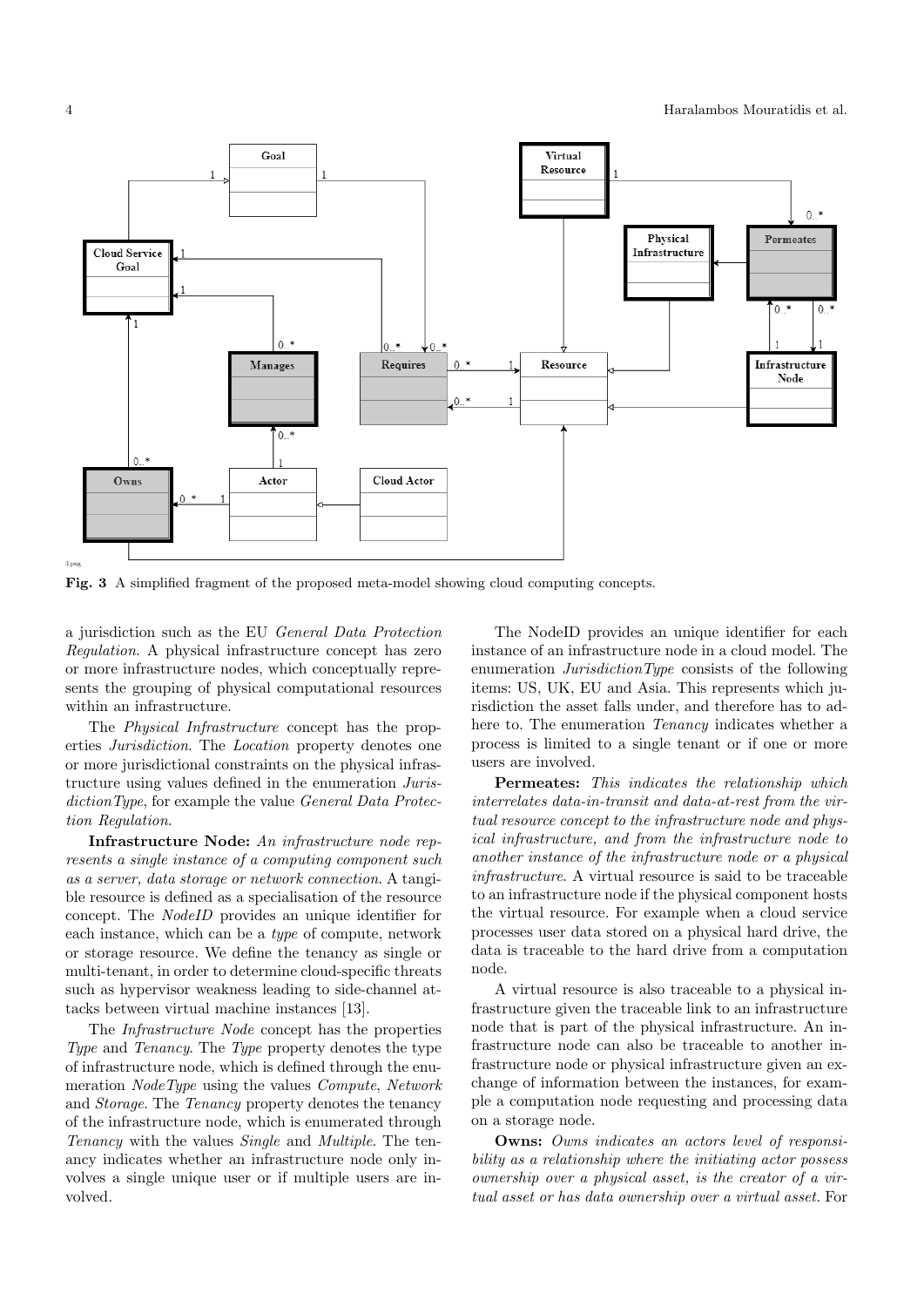Fig. 3 A simplified fragment of the proposed meta-model showing cloud computing concepts.

a jurisdiction such as the EU *General Data Protection Regulation*. A physical infrastructure concept has zero or more infrastructure nodes, which conceptually represents the grouping of physical computational resources within an infrastructure.

The *Physical Infrastructure* concept has the properties *Jurisdiction*. The *Location* property denotes one or more jurisdictional constraints on the physical infrastructure using values defined in the enumeration *JurisdictionType*, for example the value *General Data Protection Regulation*.

**Infrastructure Node:** *An infrastructure node represents a single instance of a computing component such as a server, data storage or network connection.* A tangible resource is defined as a specialisation of the resource concept. The *NodeID* provides an unique identifier for each instance, which can be a *type* of compute, network or storage resource. We define the tenancy as single or multi-tenant, in order to determine cloud-specific threats such as hypervisor weakness leading to side-channel attacks between virtual machine instances [13].

The *Infrastructure Node* concept has the properties *Type* and *Tenancy*. The *Type* property denotes the type of infrastructure node, which is defined through the enumeration *NodeType* using the values *Compute*, *Network* and *Storage*. The *Tenancy* property denotes the tenancy of the infrastructure node, which is enumerated through *Tenancy* with the values *Single* and *Multiple*. The tenancy indicates whether an infrastructure node only involves a single unique user or if multiple users are involved.

The NodeID provides an unique identifier for each instance of an infrastructure node in a cloud model. The enumeration *JurisdictionType* consists of the following items: US, UK, EU and Asia. This represents which jurisdiction the asset falls under, and therefore has to adhere to. The enumeration *Tenancy* indicates whether a process is limited to a single tenant or if one or more users are involved.

**Permeates:** *This indicates the relationship which interrelates data-in-transit and data-at-rest from the virtual resource concept to the infrastructure node and physical infrastructure, and from the infrastructure node to another instance of the infrastructure node or a physical infrastructure*. A virtual resource is said to be traceable to an infrastructure node if the physical component hosts the virtual resource. For example when a cloud service processes user data stored on a physical hard drive, the data is traceable to the hard drive from a computation node.

A virtual resource is also traceable to a physical infrastructure given the traceable link to an infrastructure node that is part of the physical infrastructure. An infrastructure node can also be traceable to another infrastructure node or physical infrastructure given an exchange of information between the instances, for example a computation node requesting and processing data on a storage node.

**Owns:** *Owns indicates an actors level of responsibility as a relationship where the initiating actor possess ownership over a physical asset, is the creator of a virtual asset or has data ownership over a virtual asset.* For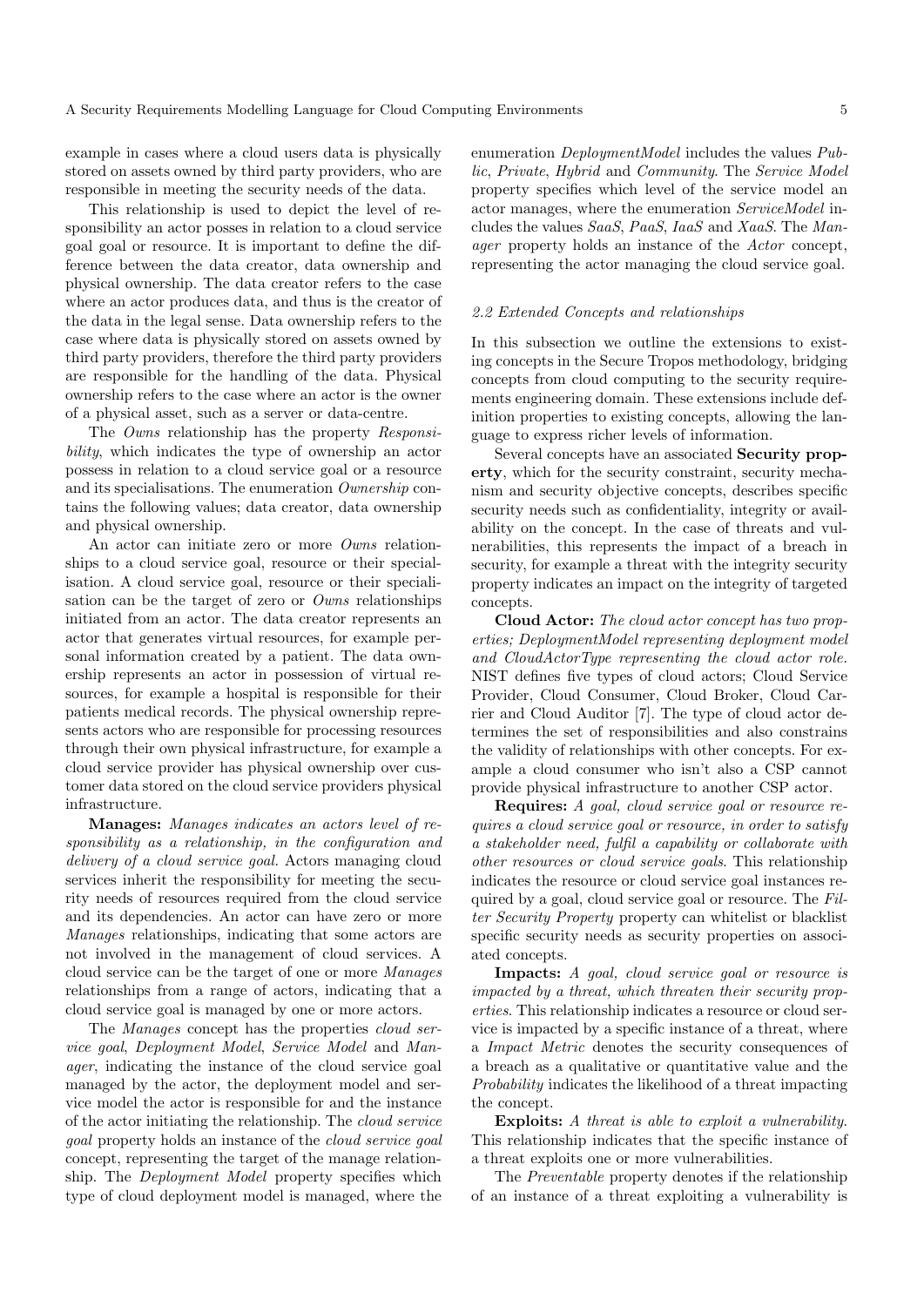example in cases where a cloud users data is physically stored on assets owned by third party providers, who are responsible in meeting the security needs of the data.

This relationship is used to depict the level of responsibility an actor posses in relation to a cloud service goal goal or resource. It is important to define the difference between the data creator, data ownership and physical ownership. The data creator refers to the case where an actor produces data, and thus is the creator of the data in the legal sense. Data ownership refers to the case where data is physically stored on assets owned by third party providers, therefore the third party providers are responsible for the handling of the data. Physical ownership refers to the case where an actor is the owner of a physical asset, such as a server or data-centre.

The *Owns* relationship has the property *Responsibility*, which indicates the type of ownership an actor possess in relation to a cloud service goal or a resource and its specialisations. The enumeration *Ownership* contains the following values; data creator, data ownership and physical ownership.

An actor can initiate zero or more *Owns* relationships to a cloud service goal, resource or their specialisation. A cloud service goal, resource or their specialisation can be the target of zero or *Owns* relationships initiated from an actor. The data creator represents an actor that generates virtual resources, for example personal information created by a patient. The data ownership represents an actor in possession of virtual resources, for example a hospital is responsible for their patients medical records. The physical ownership represents actors who are responsible for processing resources through their own physical infrastructure, for example a cloud service provider has physical ownership over customer data stored on the cloud service providers physical infrastructure.

**Manages:** *Manages indicates an actors level of responsibility as a relationship, in the configuration and delivery of a cloud service goal.* Actors managing cloud services inherit the responsibility for meeting the security needs of resources required from the cloud service and its dependencies. An actor can have zero or more *Manages* relationships, indicating that some actors are not involved in the management of cloud services. A cloud service can be the target of one or more *Manages* relationships from a range of actors, indicating that a cloud service goal is managed by one or more actors.

The *Manages* concept has the properties *cloud service goal*, *Deployment Model*, *Service Model* and *Manager*, indicating the instance of the cloud service goal managed by the actor, the deployment model and service model the actor is responsible for and the instance of the actor initiating the relationship. The *cloud service goal* property holds an instance of the *cloud service goal* concept, representing the target of the manage relationship. The *Deployment Model* property specifies which type of cloud deployment model is managed, where the enumeration *DeploymentModel* includes the values *Public*, *Private*, *Hybrid* and *Community*. The *Service Model* property specifies which level of the service model an actor manages, where the enumeration *ServiceModel* includes the values *SaaS*, *PaaS*, *IaaS* and *XaaS*. The *Manager* property holds an instance of the *Actor* concept, representing the actor managing the cloud service goal.

### *2.2 Extended Concepts and relationships*

In this subsection we outline the extensions to existing concepts in the Secure Tropos methodology, bridging concepts from cloud computing to the security requirements engineering domain. These extensions include definition properties to existing concepts, allowing the language to express richer levels of information.

Several concepts have an associated **Security property**, which for the security constraint, security mechanism and security objective concepts, describes specific security needs such as confidentiality, integrity or availability on the concept. In the case of threats and vulnerabilities, this represents the impact of a breach in security, for example a threat with the integrity security property indicates an impact on the integrity of targeted concepts.

**Cloud Actor:** *The cloud actor concept has two properties; DeploymentModel representing deployment model and CloudActorType representing the cloud actor role.* NIST defines five types of cloud actors; Cloud Service Provider, Cloud Consumer, Cloud Broker, Cloud Carrier and Cloud Auditor [7]. The type of cloud actor determines the set of responsibilities and also constrains the validity of relationships with other concepts. For example a cloud consumer who isn't also a CSP cannot provide physical infrastructure to another CSP actor.

**Requires:** *A goal, cloud service goal or resource requires a cloud service goal or resource, in order to satisfy a stakeholder need, fulfil a capability or collaborate with other resources or cloud service goals.* This relationship indicates the resource or cloud service goal instances required by a goal, cloud service goal or resource. The *Filter Security Property* property can whitelist or blacklist specific security needs as security properties on associated concepts.

**Impacts:** *A goal, cloud service goal or resource is impacted by a threat, which threaten their security properties.* This relationship indicates a resource or cloud service is impacted by a specific instance of a threat, where a *Impact Metric* denotes the security consequences of a breach as a qualitative or quantitative value and the *Probability* indicates the likelihood of a threat impacting the concept.

**Exploits:** *A threat is able to exploit a vulnerability.* This relationship indicates that the specific instance of a threat exploits one or more vulnerabilities.

The *Preventable* property denotes if the relationship of an instance of a threat exploiting a vulnerability is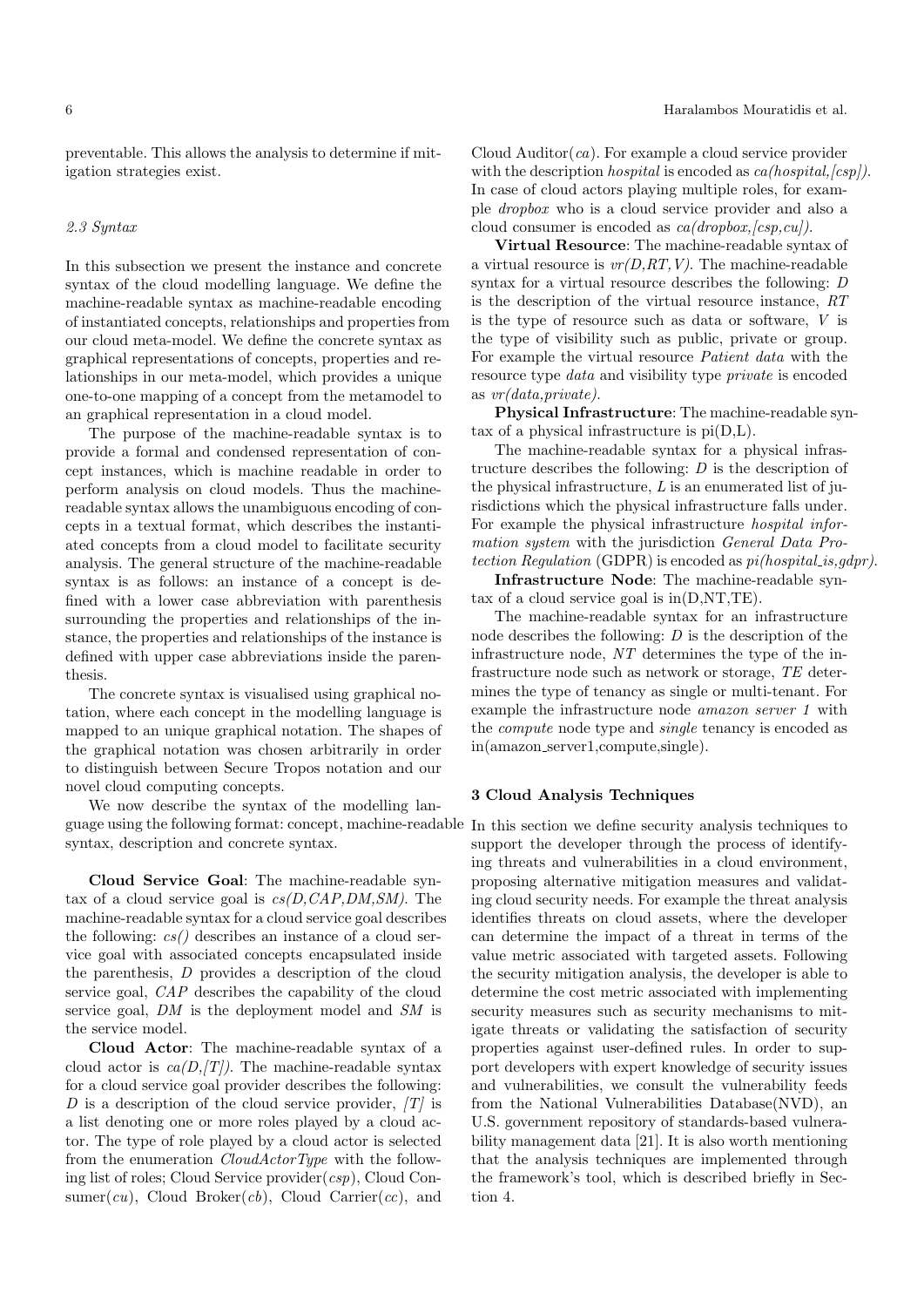preventable. This allows the analysis to determine if mitigation strategies exist.

### *2.3 Syntax*

In this subsection we present the instance and concrete syntax of the cloud modelling language. We define the machine-readable syntax as machine-readable encoding of instantiated concepts, relationships and properties from our cloud meta-model. We define the concrete syntax as graphical representations of concepts, properties and relationships in our meta-model, which provides a unique one-to-one mapping of a concept from the metamodel to an graphical representation in a cloud model.

The purpose of the machine-readable syntax is to provide a formal and condensed representation of concept instances, which is machine readable in order to perform analysis on cloud models. Thus the machine-readable syntax allows the unambiguous encoding of concepts in a textual format, which describes the instantiated concepts from a cloud model to facilitate security analysis. The general structure of the machine-readable syntax is as follows: an instance of a concept is defined with a lower case abbreviation with parenthesis surrounding the properties and relationships of the instance, the properties and relationships of the instance is defined with upper case abbreviations inside the parenthesis.

The concrete syntax is visualised using graphical notation, where each concept in the modelling language is mapped to an unique graphical notation. The shapes of the graphical notation was chosen arbitrarily in order to distinguish between Secure Tropos notation and our novel cloud computing concepts.

We now describe the syntax of the modelling language using the following format: concept, machine-readable syntax, description and concrete syntax.

**Cloud Service Goal**: The machine-readable syntax of a cloud service goal is *cs(D,CAP,DM,SM)*. The machine-readable syntax for a cloud service goal describes the following: *cs()* describes an instance of a cloud service goal with associated concepts encapsulated inside the parenthesis, *D* provides a description of the cloud service goal, *CAP* describes the capability of the cloud service goal, *DM* is the deployment model and *SM* is the service model.

**Cloud Actor**: The machine-readable syntax of a cloud actor is *ca(D,[T])*. The machine-readable syntax for a cloud service goal provider describes the following: *D* is a description of the cloud service provider, *[T]* is a list denoting one or more roles played by a cloud actor. The type of role played by a cloud actor is selected from the enumeration *CloudActorType* with the following list of roles; Cloud Service provider(*csp*), Cloud Consumer(*cu*), Cloud Broker(*cb*), Cloud Carrier(*cc*), and Cloud Auditor(*ca*). For example a cloud service provider with the description *hospital* is encoded as *ca(hospital,[csp])*. In case of cloud actors playing multiple roles, for example *dropbox* who is a cloud service provider and also a cloud consumer is encoded as *ca(dropbox,[csp,cu])*.

**Virtual Resource**: The machine-readable syntax of a virtual resource is *vr(D,RT,V)*. The machine-readable syntax for a virtual resource describes the following: *D* is the description of the virtual resource instance, *RT* is the type of resource such as data or software, *V* is the type of visibility such as public, private or group. For example the virtual resource *Patient data* with the resource type *data* and visibility type *private* is encoded as *vr(data,private)*.

**Physical Infrastructure**: The machine-readable syntax of a physical infrastructure is pi(D,L).

The machine-readable syntax for a physical infrastructure describes the following: *D* is the description of the physical infrastructure, *L* is an enumerated list of jurisdictions which the physical infrastructure falls under. For example the physical infrastructure *hospital information system* with the jurisdiction *General Data Protection Regulation* (GDPR) is encoded as *pi(hospital_is,gdpr)*.

**Infrastructure Node**: The machine-readable syntax of a cloud service goal is in(D,NT,TE).

The machine-readable syntax for an infrastructure node describes the following: *D* is the description of the infrastructure node, *NT* determines the type of the infrastructure node such as network or storage, *TE* determines the type of tenancy as single or multi-tenant. For example the infrastructure node *amazon server 1* with the *compute* node type and *single* tenancy is encoded as in(amazon_server1,compute,single).

## 3 Cloud Analysis Techniques

In this section we define security analysis techniques to support the developer through the process of identifying threats and vulnerabilities in a cloud environment, proposing alternative mitigation measures and validating cloud security needs. For example the threat analysis identifies threats on cloud assets, where the developer can determine the impact of a threat in terms of the value metric associated with targeted assets. Following the security mitigation analysis, the developer is able to determine the cost metric associated with implementing security measures such as security mechanisms to mitigate threats or validating the satisfaction of security properties against user-defined rules. In order to support developers with expert knowledge of security issues and vulnerabilities, we consult the vulnerability feeds from the National Vulnerabilities Database(NVD), an U.S. government repository of standards-based vulnerability management data [21]. It is also worth mentioning that the analysis techniques are implemented through the framework's tool, which is described briefly in Section 4.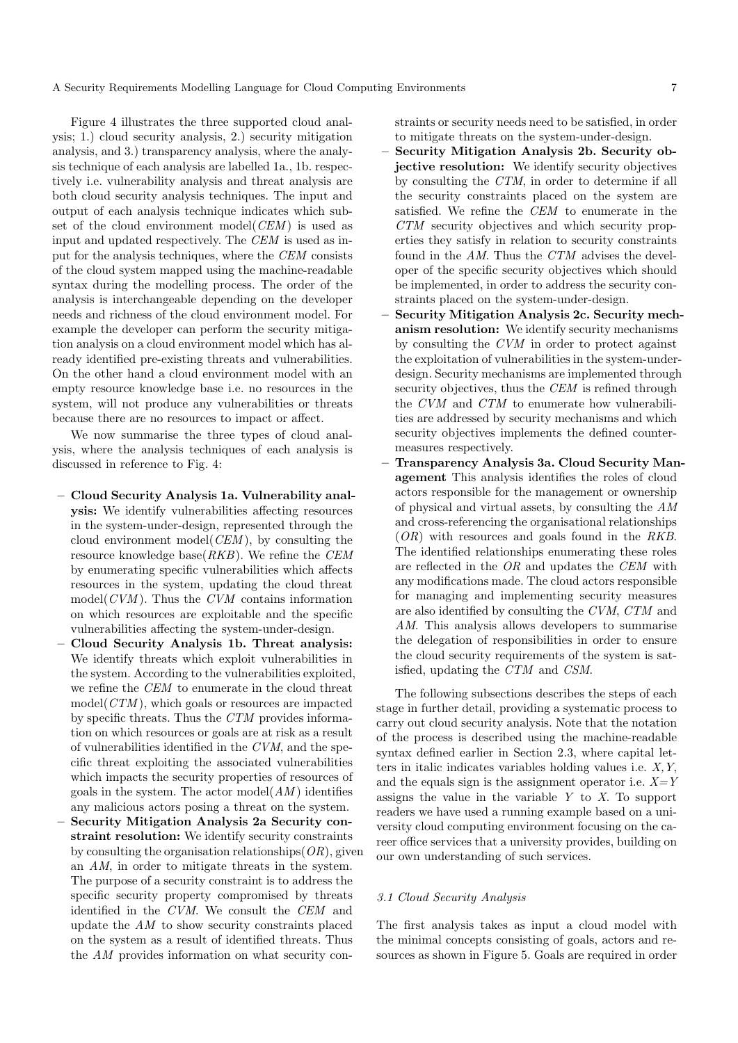Figure 4 illustrates the three supported cloud analysis; 1.) cloud security analysis, 2.) security mitigation analysis, and 3.) transparency analysis, where the analysis technique of each analysis are labelled 1a., 1b. respectively i.e. vulnerability analysis and threat analysis are both cloud security analysis techniques. The input and output of each analysis technique indicates which subset of the cloud environment model(*CEM*) is used as input and updated respectively. The *CEM* is used as input for the analysis techniques, where the *CEM* consists of the cloud system mapped using the machine-readable syntax during the modelling process. The order of the analysis is interchangeable depending on the developer needs and richness of the cloud environment model. For example the developer can perform the security mitigation analysis on a cloud environment model which has already identified pre-existing threats and vulnerabilities. On the other hand a cloud environment model with an empty resource knowledge base i.e. no resources in the system, will not produce any vulnerabilities or threats because there are no resources to impact or affect.

We now summarise the three types of cloud analysis, where the analysis techniques of each analysis is discussed in reference to Fig. 4:

- **Cloud Security Analysis 1a. Vulnerability analysis:** We identify vulnerabilities affecting resources in the system-under-design, represented through the cloud environment model(*CEM*), by consulting the resource knowledge base(*RKB*). We refine the *CEM* by enumerating specific vulnerabilities which affects resources in the system, updating the cloud threat model(*CVM*). Thus the *CVM* contains information on which resources are exploitable and the specific vulnerabilities affecting the system-under-design.
- **Cloud Security Analysis 1b. Threat analysis:** We identify threats which exploit vulnerabilities in the system. According to the vulnerabilities exploited, we refine the *CEM* to enumerate in the cloud threat model(*CTM*), which goals or resources are impacted by specific threats. Thus the *CTM* provides information on which resources or goals are at risk as a result of vulnerabilities identified in the *CVM*, and the specific threat exploiting the associated vulnerabilities which impacts the security properties of resources of goals in the system. The actor model(*AM*) identifies any malicious actors posing a threat on the system.
- **Security Mitigation Analysis 2a Security constraint resolution:** We identify security constraints by consulting the organisation relationships(*OR*), given an *AM*, in order to mitigate threats in the system. The purpose of a security constraint is to address the specific security property compromised by threats identified in the *CVM*. We consult the *CEM* and update the *AM* to show security constraints placed on the system as a result of identified threats. Thus the *AM* provides information on what security constraints or security needs need to be satisfied, in order to mitigate threats on the system-under-design.
- **Security Mitigation Analysis 2b. Security objective resolution:** We identify security objectives by consulting the *CTM*, in order to determine if all the security constraints placed on the system are satisfied. We refine the *CEM* to enumerate in the *CTM* security objectives and which security properties they satisfy in relation to security constraints found in the *AM*. Thus the *CTM* advises the developer of the specific security objectives which should be implemented, in order to address the security constraints placed on the system-under-design.
- **Security Mitigation Analysis 2c. Security mechanism resolution:** We identify security mechanisms by consulting the *CVM* in order to protect against the exploitation of vulnerabilities in the system-under-design. Security mechanisms are implemented through security objectives, thus the *CEM* is refined through the *CVM* and *CTM* to enumerate how vulnerabilities are addressed by security mechanisms and which security objectives implements the defined countermeasures respectively.
- **Transparency Analysis 3a. Cloud Security Management** This analysis identifies the roles of cloud actors responsible for the management or ownership of physical and virtual assets, by consulting the *AM* and cross-referencing the organisational relationships (*OR*) with resources and goals found in the *RKB*. The identified relationships enumerating these roles are reflected in the *OR* and updates the *CEM* with any modifications made. The cloud actors responsible for managing and implementing security measures are also identified by consulting the *CVM*, *CTM* and *AM*. This analysis allows developers to summarise the delegation of responsibilities in order to ensure the cloud security requirements of the system is satisfied, updating the *CTM* and *CSM*.

The following subsections describes the steps of each stage in further detail, providing a systematic process to carry out cloud security analysis. Note that the notation of the process is described using the machine-readable syntax defined earlier in Section 2.3, where capital letters in italic indicates variables holding values i.e. $X, Y$, and the equals sign is the assignment operator i.e. $X=Y$ assigns the value in the variable $Y$ to $X$. To support readers we have used a running example based on a university cloud computing environment focusing on the career office services that a university provides, building on our own understanding of such services.

### 3.1 Cloud Security Analysis

The first analysis takes as input a cloud model with the minimal concepts consisting of goals, actors and resources as shown in Figure 5. Goals are required in order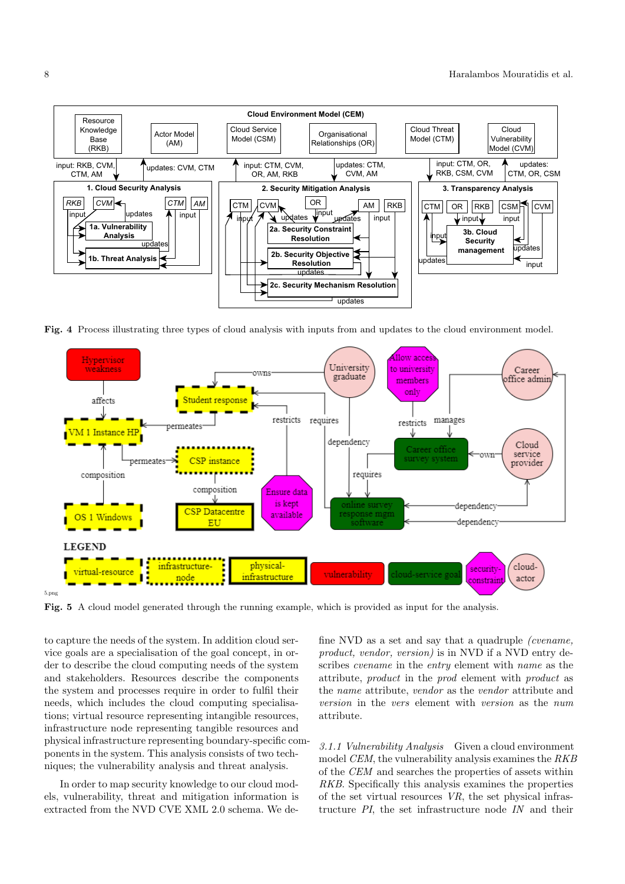Fig. 4 Process illustrating three types of cloud analysis with inputs from and updates to the cloud environment model.

Fig. 5 A cloud model generated through the running example, which is provided as input for the analysis.

to capture the needs of the system. In addition cloud service goals are a specialisation of the goal concept, in order to describe the cloud computing needs of the system and stakeholders. Resources describe the components the system and processes require in order to fulfil their needs, which includes the cloud computing specialisations; virtual resource representing intangible resources, infrastructure node representing tangible resources and physical infrastructure representing boundary-specific components in the system. This analysis consists of two techniques; the vulnerability analysis and threat analysis.

In order to map security knowledge to our cloud models, vulnerability, threat and mitigation information is extracted from the NVD CVE XML 2.0 schema. We define NVD as a set and say that a quadruple *(cvename, product, vendor, version)* is in NVD if a NVD entry describes *cvename* in the *entry* element with *name* as the attribute, *product* in the *prod* element with *product* as the *name* attribute, *vendor* as the *vendor* attribute and *version* in the *vers* element with *version* as the *num* attribute.

*3.1.1 Vulnerability Analysis* Given a cloud environment model *CEM*, the vulnerability analysis examines the *RKB* of the *CEM* and searches the properties of assets within *RKB*. Specifically this analysis examines the properties of the set virtual resources *VR*, the set physical infrastructure *PI*, the set infrastructure node *IN* and their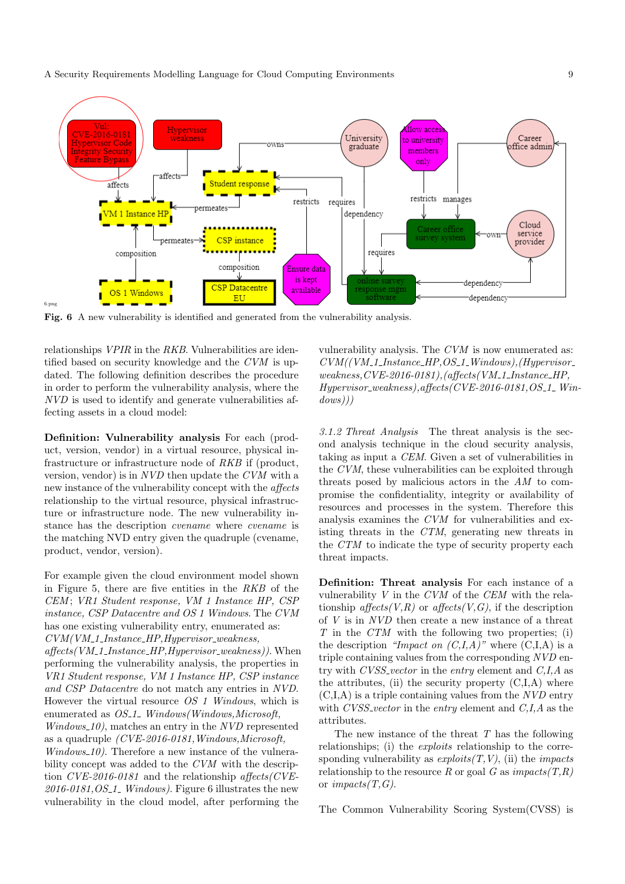**Fig. 6** A new vulnerability is identified and generated from the vulnerability analysis.

relationships *VPIR* in the *RKB*. Vulnerabilities are identified based on security knowledge and the *CVM* is updated. The following definition describes the procedure in order to perform the vulnerability analysis, where the *NVD* is used to identify and generate vulnerabilities affecting assets in a cloud model:

**Definition: Vulnerability analysis** For each (product, version, vendor) in a virtual resource, physical infrastructure or infrastructure node of *RKB* if (product, version, vendor) is in *NVD* then update the *CVM* with a new instance of the vulnerability concept with the *affects* relationship to the virtual resource, physical infrastructure or infrastructure node. The new vulnerability instance has the description *cvename* where *cvename* is the matching NVD entry given the quadruple (cvename, product, vendor, version).

For example given the cloud environment model shown in Figure 5, there are five entities in the *RKB* of the *CEM*; *VR1 Student response, VM 1 Instance HP, CSP instance, CSP Datacentre and OS 1 Windows*. The *CVM* has one existing vulnerability entry, enumerated as: *CVM(VM_1_Instance_HP,Hypervisor_weakness, affects(VM_1_Instance_HP,Hypervisor_weakness))*. When performing the vulnerability analysis, the properties in *VR1 Student response, VM 1 Instance HP, CSP instance and CSP Datacentre* do not match any entries in *NVD*. However the virtual resource *OS 1 Windows*, which is enumerated as *OS_1_ Windows(Windows,Microsoft, Windows_10)*, matches an entry in the *NVD* represented as a quadruple *(CVE-2016-0181,Windows,Microsoft, Windows_10)*. Therefore a new instance of the vulnerability concept was added to the *CVM* with the description *CVE-2016-0181* and the relationship *affects(CVE-2016-0181,OS_1_ Windows)*. Figure 6 illustrates the new vulnerability in the cloud model, after performing the vulnerability analysis. The *CVM* is now enumerated as: *CVM((VM_1_Instance_HP,OS_1_Windows),(Hypervisor_ weakness,CVE-2016-0181),(affects(VM_1_Instance_HP, Hypervisor_weakness),affects(CVE-2016-0181,OS_1_ Windows)))*

*3.1.2 Threat Analysis* The threat analysis is the second analysis technique in the cloud security analysis, taking as input a *CEM*. Given a set of vulnerabilities in the *CVM*, these vulnerabilities can be exploited through threats posed by malicious actors in the *AM* to compromise the confidentiality, integrity or availability of resources and processes in the system. Therefore this analysis examines the *CVM* for vulnerabilities and existing threats in the *CTM*, generating new threats in the *CTM* to indicate the type of security property each threat impacts.

**Definition: Threat analysis** For each instance of a vulnerability *V* in the *CVM* of the *CEM* with the relationship *affects(V,R)* or *affects(V,G)*, if the description of *V* is in *NVD* then create a new instance of a threat *T* in the *CTM* with the following two properties; (i) the description *"Impact on (C,I,A)"* where (C,I,A) is a triple containing values from the corresponding *NVD* entry with *CVSS_vector* in the *entry* element and *C,I,A* as the attributes, (ii) the security property (C,I,A) where (C,I,A) is a triple containing values from the *NVD* entry with *CVSS_vector* in the *entry* element and *C,I,A* as the attributes.

The new instance of the threat *T* has the following relationships; (i) the *exploits* relationship to the corresponding vulnerability as *exploits(T,V)*, (ii) the *impacts* relationship to the resource *R* or goal *G* as *impacts(T,R)* or *impacts(T,G)*.

The Common Vulnerability Scoring System(CVSS) is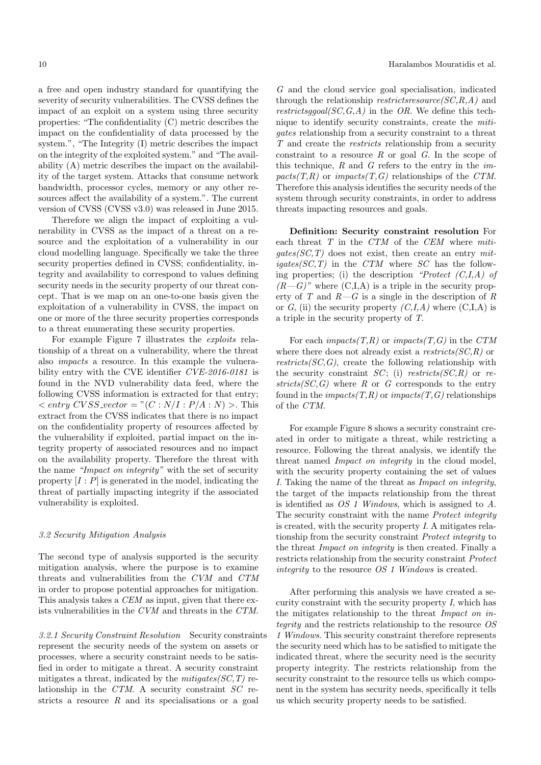a free and open industry standard for quantifying the severity of security vulnerabilities. The CVSS defines the impact of an exploit on a system using three security properties: "The confidentiality (C) metric describes the impact on the confidentiality of data processed by the system.", "The Integrity (I) metric describes the impact on the integrity of the exploited system." and "The availability (A) metric describes the impact on the availability of the target system. Attacks that consume network bandwidth, processor cycles, memory or any other resources affect the availability of a system.". The current version of CVSS (CVSS v3.0) was released in June 2015.

Therefore we align the impact of exploiting a vulnerability in CVSS as the impact of a threat on a resource and the exploitation of a vulnerability in our cloud modelling language. Specifically we take the three security properties defined in CVSS; confidentiality, integrity and availability to correspond to values defining security needs in the security property of our threat concept. That is we map on an one-to-one basis given the exploitation of a vulnerability in CVSS, the impact on one or more of the three security properties corresponds to a threat enumerating these security properties.

For example Figure 7 illustrates the *exploits* relationship of a threat on a vulnerability, where the threat also *impacts* a resource. In this example the vulnerability entry with the CVE identifier *CVE-2016-0181* is found in the NVD vulnerability data feed, where the following CVSS information is extracted for that entry; $< entry\ CVSS\_vector = "(C : N/I : P/A : N) >$. This extract from the CVSS indicates that there is no impact on the confidentiality property of resources affected by the vulnerability if exploited, partial impact on the integrity property of associated resources and no impact on the availability property. Therefore the threat with the name *"Impact on integrity"* with the set of security property $[I : P]$ is generated in the model, indicating the threat of partially impacting integrity if the associated vulnerability is exploited.

### 3.2 Security Mitigation Analysis

The second type of analysis supported is the security mitigation analysis, where the purpose is to examine threats and vulnerabilities from the *CVM* and *CTM* in order to propose potential approaches for mitigation. This analysis takes a *CEM* as input, given that there exists vulnerabilities in the *CVM* and threats in the *CTM*.

*3.2.1 Security Constraint Resolution* Security constraints represent the security needs of the system on assets or processes, where a security constraint needs to be satisfied in order to mitigate a threat. A security constraint mitigates a threat, indicated by the *mitigates(SC,T)* relationship in the *CTM*. A security constraint *SC* restricts a resource *R* and its specialisations or a goal *G* and the cloud service goal specialisation, indicated through the relationship *restrictsresource(SC,R,A)* and *restrictsggoal(SC,G,A)* in the *OR*. We define this technique to identify security constraints, create the *mitigates* relationship from a security constraint to a threat *T* and create the *restricts* relationship from a security constraint to a resource *R* or goal *G*. In the scope of this technique, *R* and *G* refers to the entry in the *impacts(T,R)* or *impacts(T,G)* relationships of the *CTM*. Therefore this analysis identifies the security needs of the system through security constraints, in order to address threats impacting resources and goals.

**Definition: Security constraint resolution** For each threat *T* in the *CTM* of the *CEM* where *mitigates(SC,T)* does not exist, then create an entry *mitigates(SC,T)* in the *CTM* where *SC* has the following properties; (i) the description *"Protect (C,I,A) of (R—G)"* where (C,I,A) is a triple in the security property of *T* and *R—G* is a single in the description of *R* or *G*, (ii) the security property *(C,I,A)* where (C,I,A) is a triple in the security property of *T*.

For each *impacts(T,R)* or *impacts(T,G)* in the *CTM* where there does not already exist a *restricts(SC,R)* or *restricts(SC,G)*, create the following relationship with the security constraint *SC*; (i) *restricts(SC,R)* or *restricts(SC,G)* where *R* or *G* corresponds to the entry found in the *impacts(T,R)* or *impacts(T,G)* relationships of the *CTM*.

For example Figure 8 shows a security constraint created in order to mitigate a threat, while restricting a resource. Following the threat analysis, we identify the threat named *Impact on integrity* in the cloud model, with the security property containing the set of values *I*. Taking the name of the threat as *Impact on integrity*, the target of the impacts relationship from the threat is identified as *OS 1 Windows*, which is assigned to *A*. The security constraint with the name *Protect integrity* is created, with the security property *I*. A mitigates relationship from the security constraint *Protect integrity* to the threat *Impact on integrity* is then created. Finally a restricts relationship from the security constraint *Protect integrity* to the resource *OS 1 Windows* is created.

After performing this analysis we have created a security constraint with the security property *I*, which has the mitigates relationship to the threat *Impact on integrity* and the restricts relationship to the resource *OS 1 Windows*. This security constraint therefore represents the security need which has to be satisfied to mitigate the indicated threat, where the security need is the security property integrity. The restricts relationship from the security constraint to the resource tells us which component in the system has security needs, specifically it tells us which security property needs to be satisfied.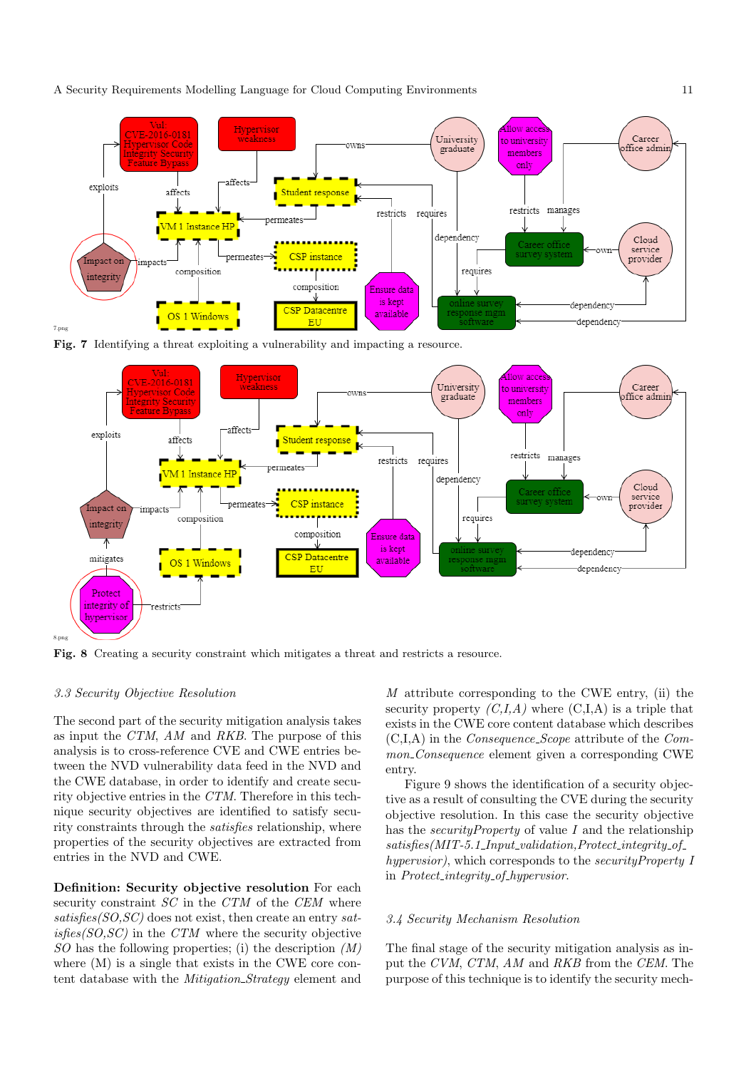Fig. 7 Identifying a threat exploiting a vulnerability and impacting a resource.

Fig. 8 Creating a security constraint which mitigates a threat and restricts a resource.

### 3.3 Security Objective Resolution

The second part of the security mitigation analysis takes as input the *CTM*, *AM* and *RKB*. The purpose of this analysis is to cross-reference CVE and CWE entries between the NVD vulnerability data feed in the NVD and the CWE database, in order to identify and create security objective entries in the *CTM*. Therefore in this technique security objectives are identified to satisfy security constraints through the *satisfies* relationship, where properties of the security objectives are extracted from entries in the NVD and CWE.

**Definition: Security objective resolution** For each security constraint *SC* in the *CTM* of the *CEM* where *satisfies(SO,SC)* does not exist, then create an entry *satisfies(SO,SC)* in the *CTM* where the security objective *SO* has the following properties; (i) the description *(M)* where (M) is a single that exists in the CWE core content database with the *Mitigation_Strategy* element and *M* attribute corresponding to the CWE entry, (ii) the security property *(C,I,A)* where (C,I,A) is a triple that exists in the CWE core content database which describes (C,I,A) in the *Consequence_Scope* attribute of the *Common_Consequence* element given a corresponding CWE entry.

Figure 9 shows the identification of a security objective as a result of consulting the CVE during the security objective resolution. In this case the security objective has the *securityProperty* of value *I* and the relationship *satisfies(MIT-5.1_Input_validation,Protect_integrity_of_hypervsior)*, which corresponds to the *securityProperty I* in *Protect_integrity_of_hypervsior*.

### 3.4 Security Mechanism Resolution

The final stage of the security mitigation analysis as input the *CVM*, *CTM*, *AM* and *RKB* from the *CEM*. The purpose of this technique is to identify the security mech-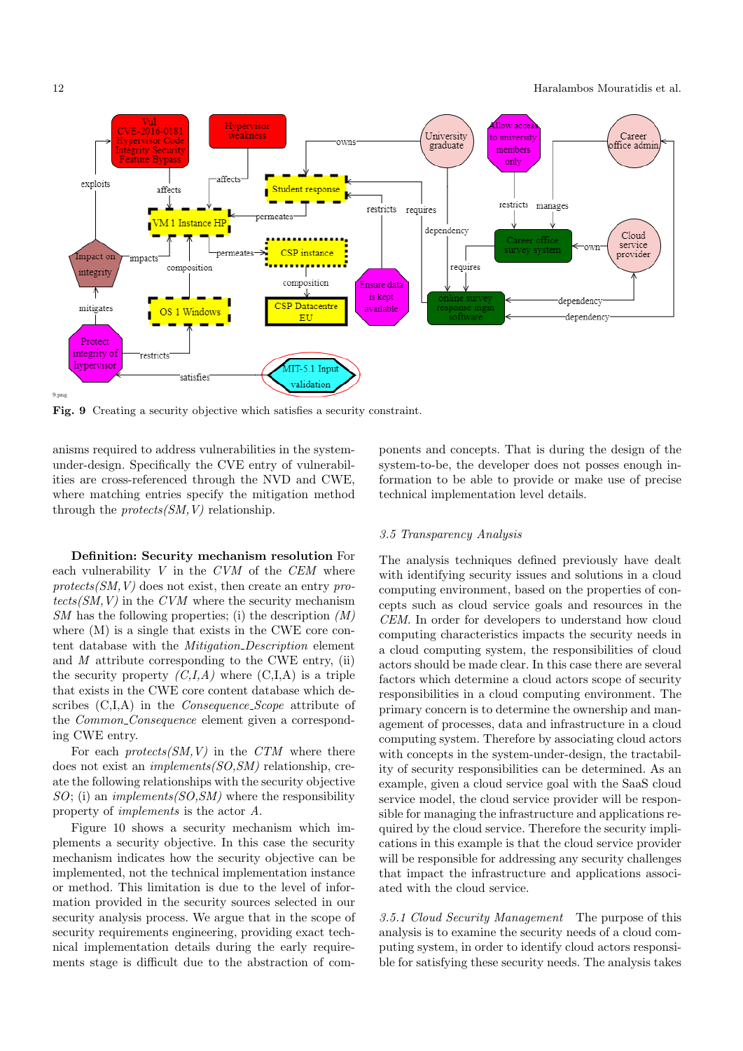Fig. 9 Creating a security objective which satisfies a security constraint.

anisms required to address vulnerabilities in the system-under-design. Specifically the CVE entry of vulnerabilities are cross-referenced through the NVD and CWE, where matching entries specify the mitigation method through the *protects(SM, V)* relationship.

**Definition: Security mechanism resolution** For each vulnerability $V$ in the *CVM* of the *CEM* where *protects(SM, V)* does not exist, then create an entry *protects(SM, V)* in the *CVM* where the security mechanism *SM* has the following properties; (i) the description *(M)* where (M) is a single that exists in the CWE core content database with the *Mitigation_Description* element and $M$ attribute corresponding to the CWE entry, (ii) the security property *(C,I,A)* where (C,I,A) is a triple that exists in the CWE core content database which describes (C,I,A) in the *Consequence_Scope* attribute of the *Common_Consequence* element given a corresponding CWE entry.

For each *protects(SM, V)* in the *CTM* where there does not exist an *implements(SO,SM)* relationship, create the following relationships with the security objective *SO*; (i) an *implements(SO,SM)* where the responsibility property of *implements* is the actor $A$.

Figure 10 shows a security mechanism which implements a security objective. In this case the security mechanism indicates how the security objective can be implemented, not the technical implementation instance or method. This limitation is due to the level of information provided in the security sources selected in our security analysis process. We argue that in the scope of security requirements engineering, providing exact technical implementation details during the early requirements stage is difficult due to the abstraction of components and concepts. That is during the design of the system-to-be, the developer does not posses enough information to be able to provide or make use of precise technical implementation level details.

### *3.5 Transparency Analysis*

The analysis techniques defined previously have dealt with identifying security issues and solutions in a cloud computing environment, based on the properties of concepts such as cloud service goals and resources in the *CEM*. In order for developers to understand how cloud computing characteristics impacts the security needs in a cloud computing system, the responsibilities of cloud actors should be made clear. In this case there are several factors which determine a cloud actors scope of security responsibilities in a cloud computing environment. The primary concern is to determine the ownership and management of processes, data and infrastructure in a cloud computing system. Therefore by associating cloud actors with concepts in the system-under-design, the tractability of security responsibilities can be determined. As an example, given a cloud service goal with the SaaS cloud service model, the cloud service provider will be responsible for managing the infrastructure and applications required by the cloud service. Therefore the security implications in this example is that the cloud service provider will be responsible for addressing any security challenges that impact the infrastructure and applications associated with the cloud service.

*3.5.1 Cloud Security Management* The purpose of this analysis is to examine the security needs of a cloud computing system, in order to identify cloud actors responsible for satisfying these security needs. The analysis takes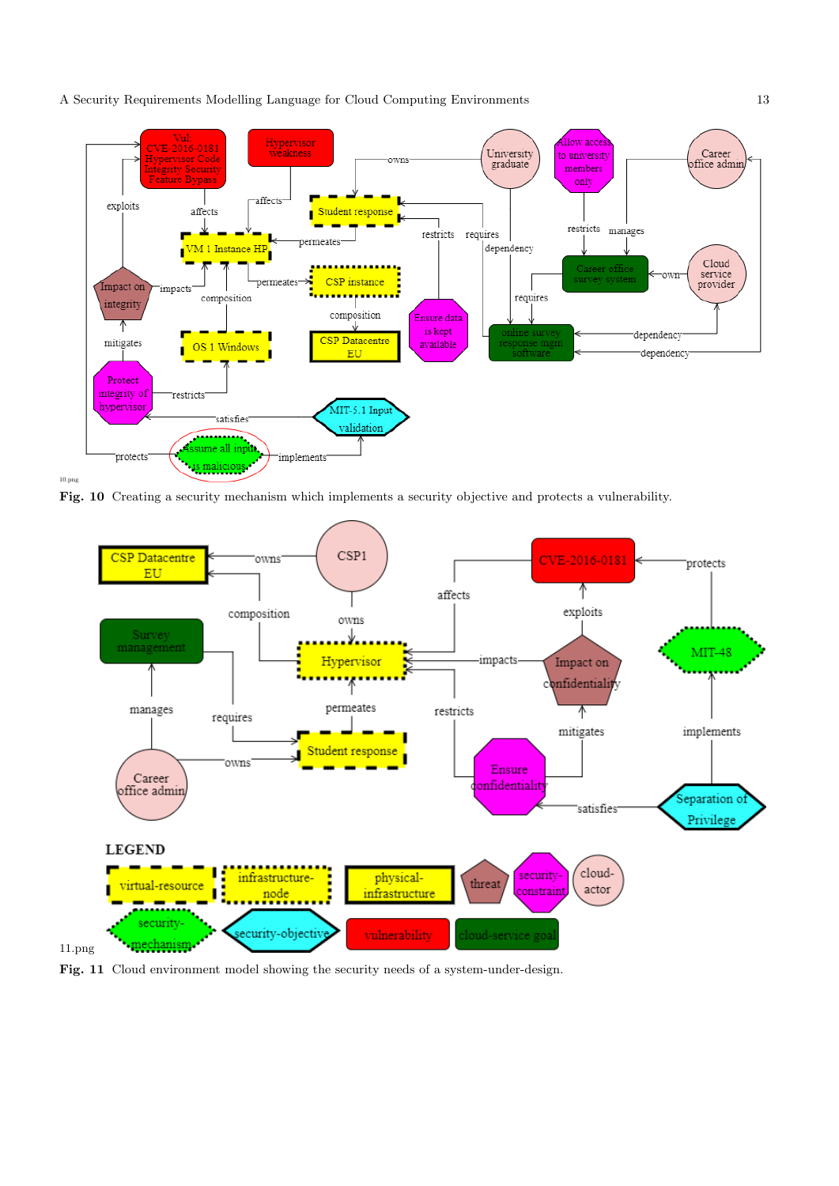Fig. 10 Creating a security mechanism which implements a security objective and protects a vulnerability.

Fig. 11 Cloud environment model showing the security needs of a system-under-design.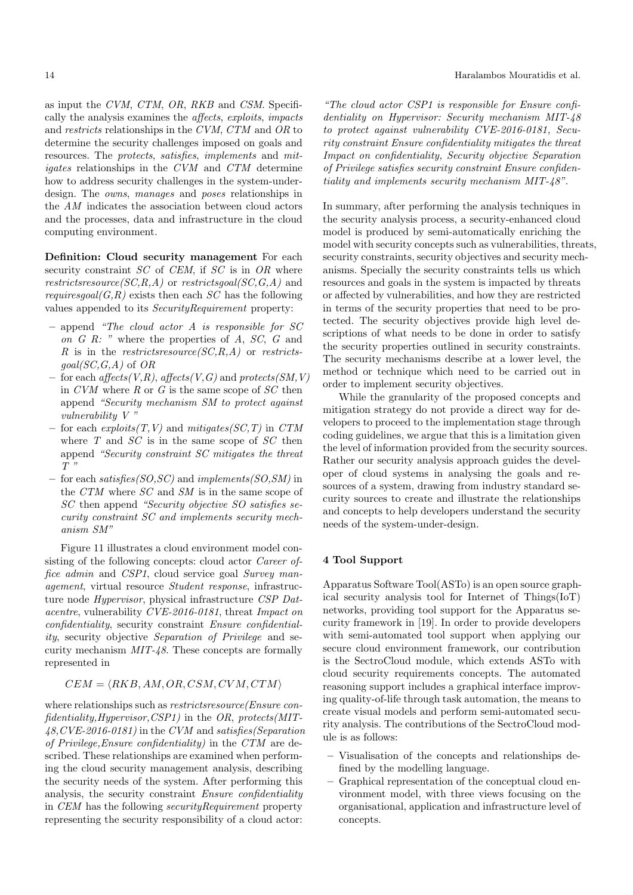as input the *CVM*, *CTM*, *OR*, *RKB* and *CSM*. Specifically the analysis examines the *affects*, *exploits*, *impacts* and *restricts* relationships in the *CVM*, *CTM* and *OR* to determine the security challenges imposed on goals and resources. The *protects*, *satisfies*, *implements* and *mitigates* relationships in the *CVM* and *CTM* determine how to address security challenges in the system-under-design. The *owns*, *manages* and *poses* relationships in the *AM* indicates the association between cloud actors and the processes, data and infrastructure in the cloud computing environment.

**Definition: Cloud security management** For each security constraint *SC* of *CEM*, if *SC* is in *OR* where *restrictsresource(SC,R,A)* or *restrictsgoal(SC,G,A)* and *requiresgoal(G,R)* exists then each *SC* has the following values appended to its *SecurityRequirement* property:

- append *"The cloud actor A is responsible for SC on G R: "* where the properties of *A*, *SC*, *G* and *R* is in the *restrictsresource(SC,R,A)* or *restrictsgoal(SC,G,A)* of *OR*
- for each *affects(V,R)*, *affects(V,G)* and *protects(SM,V)* in *CVM* where *R* or *G* is the same scope of *SC* then append *"Security mechanism SM to protect against vulnerability V "*
- for each *exploits(T,V)* and *mitigates(SC,T)* in *CTM* where *T* and *SC* is in the same scope of *SC* then append *"Security constraint SC mitigates the threat T "*
- for each *satisfies(SO,SC)* and *implements(SO,SM)* in the *CTM* where *SC* and *SM* is in the same scope of *SC* then append *"Security objective SO satisfies security constraint SC and implements security mechanism SM"*

Figure 11 illustrates a cloud environment model consisting of the following concepts: cloud actor *Career office admin* and *CSP1*, cloud service goal *Survey management*, virtual resource *Student response*, infrastructure node *Hypervisor*, physical infrastructure *CSP Datacentre*, vulnerability *CVE-2016-0181*, threat *Impact on confidentiality*, security constraint *Ensure confidentiality*, security objective *Separation of Privilege* and security mechanism *MIT-48*. These concepts are formally represented in

$$CEM = \langle RKB, AM, OR, CSM, CVM, CTM \rangle$$

where relationships such as *restrictsresource(Ensure confidentiality,Hypervisor,CSP1)* in the *OR*, *protects(MIT-48,CVE-2016-0181)* in the *CVM* and *satisfies(Separation of Privilege,Ensure confidentiality)* in the *CTM* are described. These relationships are examined when performing the cloud security management analysis, describing the security needs of the system. After performing this analysis, the security constraint *Ensure confidentiality* in *CEM* has the following *securityRequirement* property representing the security responsibility of a cloud actor:

*"The cloud actor CSP1 is responsible for Ensure confidentiality on Hypervisor: Security mechanism MIT-48 to protect against vulnerability CVE-2016-0181, Security constraint Ensure confidentiality mitigates the threat Impact on confidentiality, Security objective Separation of Privilege satisfies security constraint Ensure confidentiality and implements security mechanism MIT-48"*.

In summary, after performing the analysis techniques in the security analysis process, a security-enhanced cloud model is produced by semi-automatically enriching the model with security concepts such as vulnerabilities, threats, security constraints, security objectives and security mechanisms. Specially the security constraints tells us which resources and goals in the system is impacted by threats or affected by vulnerabilities, and how they are restricted in terms of the security properties that need to be protected. The security objectives provide high level descriptions of what needs to be done in order to satisfy the security properties outlined in security constraints. The security mechanisms describe at a lower level, the method or technique which need to be carried out in order to implement security objectives.

While the granularity of the proposed concepts and mitigation strategy do not provide a direct way for developers to proceed to the implementation stage through coding guidelines, we argue that this is a limitation given the level of information provided from the security sources. Rather our security analysis approach guides the developer of cloud systems in analysing the goals and resources of a system, drawing from industry standard security sources to create and illustrate the relationships and concepts to help developers understand the security needs of the system-under-design.

## 4 Tool Support

Apparatus Software Tool(ASTo) is an open source graphical security analysis tool for Internet of Things(IoT) networks, providing tool support for the Apparatus security framework in [19]. In order to provide developers with semi-automated tool support when applying our secure cloud environment framework, our contribution is the SectroCloud module, which extends ASTo with cloud security requirements concepts. The automated reasoning support includes a graphical interface improving quality-of-life through task automation, the means to create visual models and perform semi-automated security analysis. The contributions of the SectroCloud module is as follows:

- Visualisation of the concepts and relationships defined by the modelling language.
- Graphical representation of the conceptual cloud environment model, with three views focusing on the organisational, application and infrastructure level of concepts.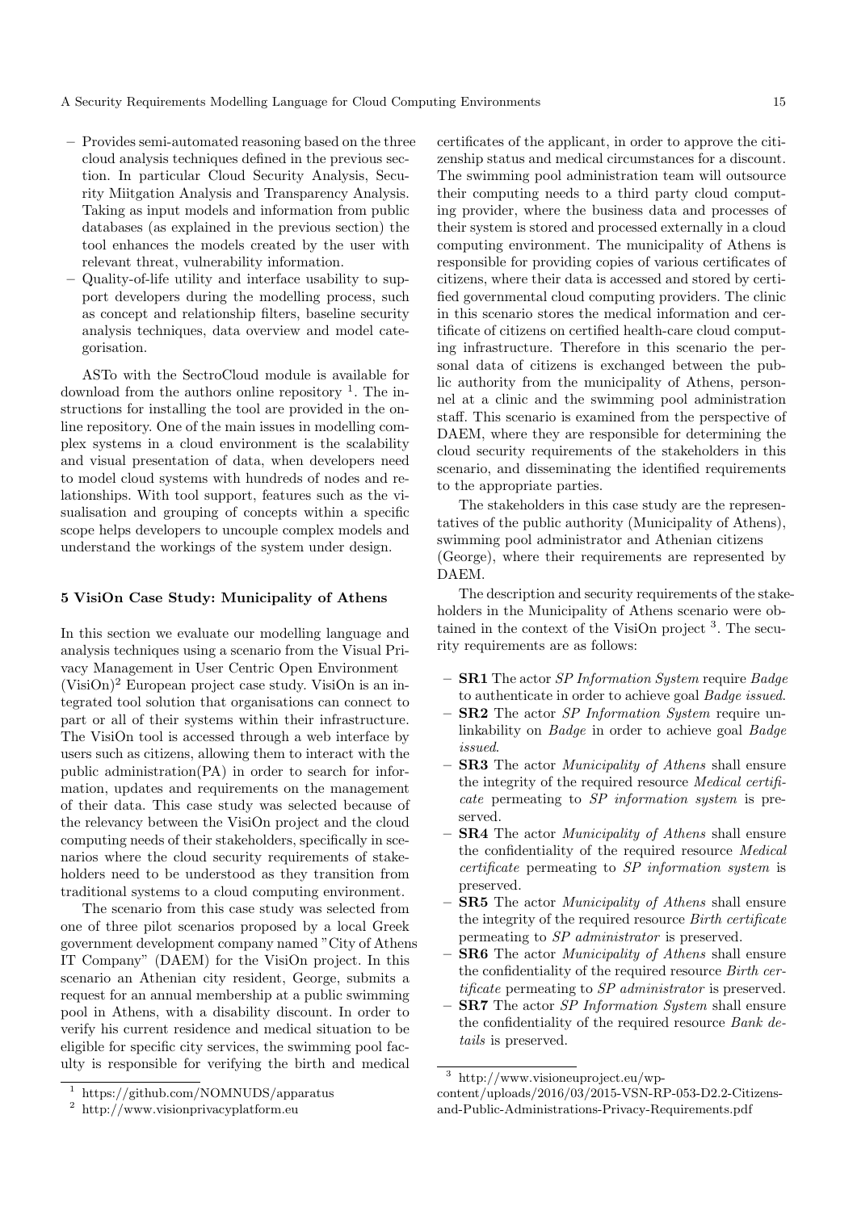- Provides semi-automated reasoning based on the three cloud analysis techniques defined in the previous section. In particular Cloud Security Analysis, Security Miitgation Analysis and Transparency Analysis. Taking as input models and information from public databases (as explained in the previous section) the tool enhances the models created by the user with relevant threat, vulnerability information.
- Quality-of-life utility and interface usability to support developers during the modelling process, such as concept and relationship filters, baseline security analysis techniques, data overview and model categorisation.

ASTo with the SectroCloud module is available for download from the authors online repository [1]. The instructions for installing the tool are provided in the online repository. One of the main issues in modelling complex systems in a cloud environment is the scalability and visual presentation of data, when developers need to model cloud systems with hundreds of nodes and relationships. With tool support, features such as the visualisation and grouping of concepts within a specific scope helps developers to uncouple complex models and understand the workings of the system under design.

## 5 VisiOn Case Study: Municipality of Athens

In this section we evaluate our modelling language and analysis techniques using a scenario from the Visual Privacy Management in User Centric Open Environment (VisiOn)[2] European project case study. VisiOn is an integrated tool solution that organisations can connect to part or all of their systems within their infrastructure. The VisiOn tool is accessed through a web interface by users such as citizens, allowing them to interact with the public administration(PA) in order to search for information, updates and requirements on the management of their data. This case study was selected because of the relevancy between the VisiOn project and the cloud computing needs of their stakeholders, specifically in scenarios where the cloud security requirements of stakeholders need to be understood as they transition from traditional systems to a cloud computing environment.

The scenario from this case study was selected from one of three pilot scenarios proposed by a local Greek government development company named "City of Athens IT Company" (DAEM) for the VisiOn project. In this scenario an Athenian city resident, George, submits a request for an annual membership at a public swimming pool in Athens, with a disability discount. In order to verify his current residence and medical situation to be eligible for specific city services, the swimming pool faculty is responsible for verifying the birth and medical certificates of the applicant, in order to approve the citizenship status and medical circumstances for a discount. The swimming pool administration team will outsource their computing needs to a third party cloud computing provider, where the business data and processes of their system is stored and processed externally in a cloud computing environment. The municipality of Athens is responsible for providing copies of various certificates of citizens, where their data is accessed and stored by certified governmental cloud computing providers. The clinic in this scenario stores the medical information and certificate of citizens on certified health-care cloud computing infrastructure. Therefore in this scenario the personal data of citizens is exchanged between the public authority from the municipality of Athens, personnel at a clinic and the swimming pool administration staff. This scenario is examined from the perspective of DAEM, where they are responsible for determining the cloud security requirements of the stakeholders in this scenario, and disseminating the identified requirements to the appropriate parties.

The stakeholders in this case study are the representatives of the public authority (Municipality of Athens), swimming pool administrator and Athenian citizens (George), where their requirements are represented by DAEM.

The description and security requirements of the stakeholders in the Municipality of Athens scenario were obtained in the context of the VisiOn project [3]. The security requirements are as follows:

- **SR1** The actor *SP Information System* require *Badge* to authenticate in order to achieve goal *Badge issued*.
- **SR2** The actor *SP Information System* require unlinkability on *Badge* in order to achieve goal *Badge issued*.
- **SR3** The actor *Municipality of Athens* shall ensure the integrity of the required resource *Medical certificate* permeating to *SP information system* is preserved.
- **SR4** The actor *Municipality of Athens* shall ensure the confidentiality of the required resource *Medical certificate* permeating to *SP information system* is preserved.
- **SR5** The actor *Municipality of Athens* shall ensure the integrity of the required resource *Birth certificate* permeating to *SP administrator* is preserved.
- **SR6** The actor *Municipality of Athens* shall ensure the confidentiality of the required resource *Birth certificate* permeating to *SP administrator* is preserved.
- **SR7** The actor *SP Information System* shall ensure the confidentiality of the required resource *Bank details* is preserved.

[1] https://github.com/NOMNUDS/apparatus

[2] http://www.visionprivacyplatform.eu

[3] http://www.visioneuproject.eu/wp-content/uploads/2016/03/2015-VSN-RP-053-D2.2-Citizens-and-Public-Administrations-Privacy-Requirements.pdf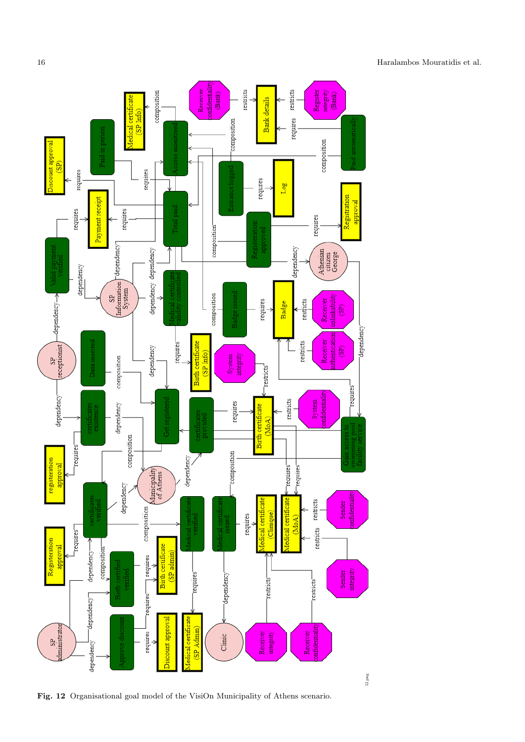**Fig. 12** Organisational goal model of the VisiOn Municipality of Athens scenario.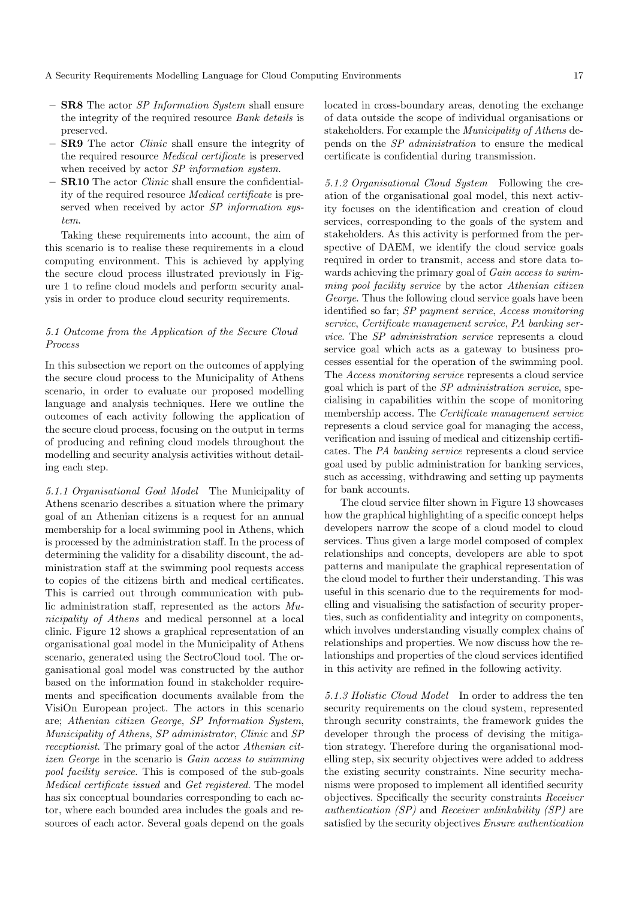- **SR8** The actor *SP Information System* shall ensure the integrity of the required resource *Bank details* is preserved.
- **SR9** The actor *Clinic* shall ensure the integrity of the required resource *Medical certificate* is preserved when received by actor *SP information system*.
- **SR10** The actor *Clinic* shall ensure the confidentiality of the required resource *Medical certificate* is preserved when received by actor *SP information system*.

Taking these requirements into account, the aim of this scenario is to realise these requirements in a cloud computing environment. This is achieved by applying the secure cloud process illustrated previously in Figure 1 to refine cloud models and perform security analysis in order to produce cloud security requirements.

### 5.1 Outcome from the Application of the Secure Cloud Process

In this subsection we report on the outcomes of applying the secure cloud process to the Municipality of Athens scenario, in order to evaluate our proposed modelling language and analysis techniques. Here we outline the outcomes of each activity following the application of the secure cloud process, focusing on the output in terms of producing and refining cloud models throughout the modelling and security analysis activities without detailing each step.

*5.1.1 Organisational Goal Model* The Municipality of Athens scenario describes a situation where the primary goal of an Athenian citizens is a request for an annual membership for a local swimming pool in Athens, which is processed by the administration staff. In the process of determining the validity for a disability discount, the administration staff at the swimming pool requests access to copies of the citizens birth and medical certificates. This is carried out through communication with public administration staff, represented as the actors *Municipality of Athens* and medical personnel at a local clinic. Figure 12 shows a graphical representation of an organisational goal model in the Municipality of Athens scenario, generated using the SectroCloud tool. The organisational goal model was constructed by the author based on the information found in stakeholder requirements and specification documents available from the VisiOn European project. The actors in this scenario are; *Athenian citizen George*, *SP Information System*, *Municipality of Athens*, *SP administrator*, *Clinic* and *SP receptionist*. The primary goal of the actor *Athenian citizen George* in the scenario is *Gain access to swimming pool facility service*. This is composed of the sub-goals *Medical certificate issued* and *Get registered*. The model has six conceptual boundaries corresponding to each actor, where each bounded area includes the goals and resources of each actor. Several goals depend on the goals located in cross-boundary areas, denoting the exchange of data outside the scope of individual organisations or stakeholders. For example the *Municipality of Athens* depends on the *SP administration* to ensure the medical certificate is confidential during transmission.

*5.1.2 Organisational Cloud System* Following the creation of the organisational goal model, this next activity focuses on the identification and creation of cloud services, corresponding to the goals of the system and stakeholders. As this activity is performed from the perspective of DAEM, we identify the cloud service goals required in order to transmit, access and store data towards achieving the primary goal of *Gain access to swimming pool facility service* by the actor *Athenian citizen George*. Thus the following cloud service goals have been identified so far; *SP payment service*, *Access monitoring service*, *Certificate management service*, *PA banking service*. The *SP administration service* represents a cloud service goal which acts as a gateway to business processes essential for the operation of the swimming pool. The *Access monitoring service* represents a cloud service goal which is part of the *SP administration service*, specialising in capabilities within the scope of monitoring membership access. The *Certificate management service* represents a cloud service goal for managing the access, verification and issuing of medical and citizenship certificates. The *PA banking service* represents a cloud service goal used by public administration for banking services, such as accessing, withdrawing and setting up payments for bank accounts.

The cloud service filter shown in Figure 13 showcases how the graphical highlighting of a specific concept helps developers narrow the scope of a cloud model to cloud services. Thus given a large model composed of complex relationships and concepts, developers are able to spot patterns and manipulate the graphical representation of the cloud model to further their understanding. This was useful in this scenario due to the requirements for modelling and visualising the satisfaction of security properties, such as confidentiality and integrity on components, which involves understanding visually complex chains of relationships and properties. We now discuss how the relationships and properties of the cloud services identified in this activity are refined in the following activity.

*5.1.3 Holistic Cloud Model* In order to address the ten security requirements on the cloud system, represented through security constraints, the framework guides the developer through the process of devising the mitigation strategy. Therefore during the organisational modelling step, six security objectives were added to address the existing security constraints. Nine security mechanisms were proposed to implement all identified security objectives. Specifically the security constraints *Receiver authentication (SP)* and *Receiver unlinkability (SP)* are satisfied by the security objectives *Ensure authentication*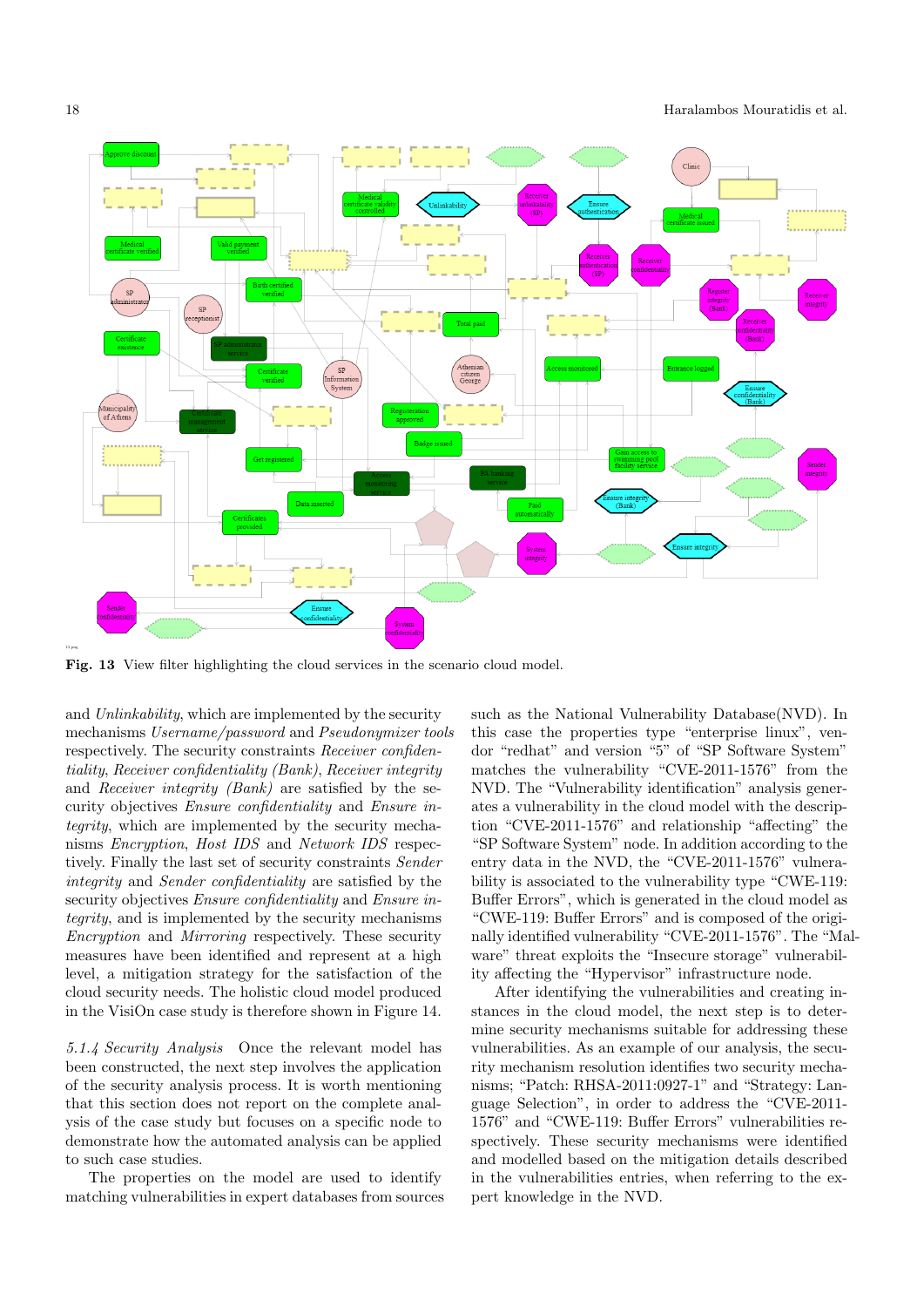Fig. 13 View filter highlighting the cloud services in the scenario cloud model.

and *Unlinkability*, which are implemented by the security mechanisms *Username/password* and *Pseudonymizer tools* respectively. The security constraints *Receiver confidentiality*, *Receiver confidentiality (Bank)*, *Receiver integrity* and *Receiver integrity (Bank)* are satisfied by the security objectives *Ensure confidentiality* and *Ensure integrity*, which are implemented by the security mechanisms *Encryption*, *Host IDS* and *Network IDS* respectively. Finally the last set of security constraints *Sender integrity* and *Sender confidentiality* are satisfied by the security objectives *Ensure confidentiality* and *Ensure integrity*, and is implemented by the security mechanisms *Encryption* and *Mirroring* respectively. These security measures have been identified and represent at a high level, a mitigation strategy for the satisfaction of the cloud security needs. The holistic cloud model produced in the VisiOn case study is therefore shown in Figure 14.

*5.1.4 Security Analysis* Once the relevant model has been constructed, the next step involves the application of the security analysis process. It is worth mentioning that this section does not report on the complete analysis of the case study but focuses on a specific node to demonstrate how the automated analysis can be applied to such case studies.

The properties on the model are used to identify matching vulnerabilities in expert databases from sources such as the National Vulnerability Database(NVD). In this case the properties type "enterprise linux", vendor "redhat" and version "5" of "SP Software System" matches the vulnerability "CVE-2011-1576" from the NVD. The "Vulnerability identification" analysis generates a vulnerability in the cloud model with the description "CVE-2011-1576" and relationship "affecting" the "SP Software System" node. In addition according to the entry data in the NVD, the "CVE-2011-1576" vulnerability is associated to the vulnerability type "CWE-119: Buffer Errors", which is generated in the cloud model as "CWE-119: Buffer Errors" and is composed of the originally identified vulnerability "CVE-2011-1576". The "Malware" threat exploits the "Insecure storage" vulnerability affecting the "Hypervisor" infrastructure node.

After identifying the vulnerabilities and creating instances in the cloud model, the next step is to determine security mechanisms suitable for addressing these vulnerabilities. As an example of our analysis, the security mechanism resolution identifies two security mechanisms; "Patch: RHSA-2011:0927-1" and "Strategy: Language Selection", in order to address the "CVE-2011-1576" and "CWE-119: Buffer Errors" vulnerabilities respectively. These security mechanisms were identified and modelled based on the mitigation details described in the vulnerabilities entries, when referring to the expert knowledge in the NVD.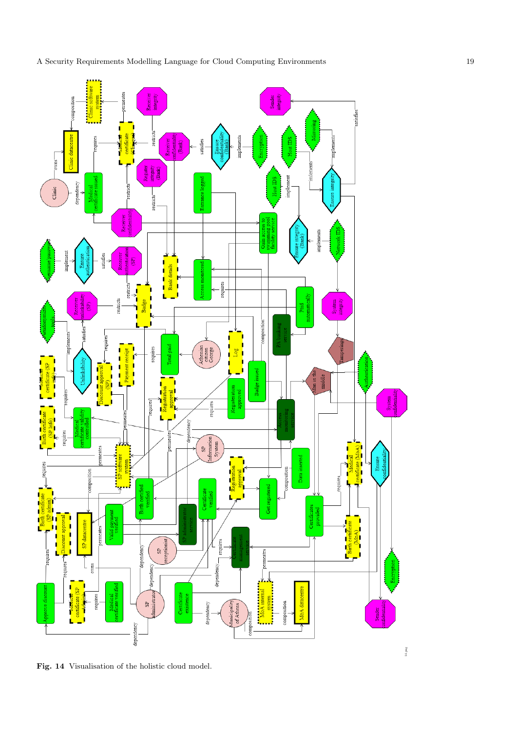Fig. 14 Visualisation of the holistic cloud model.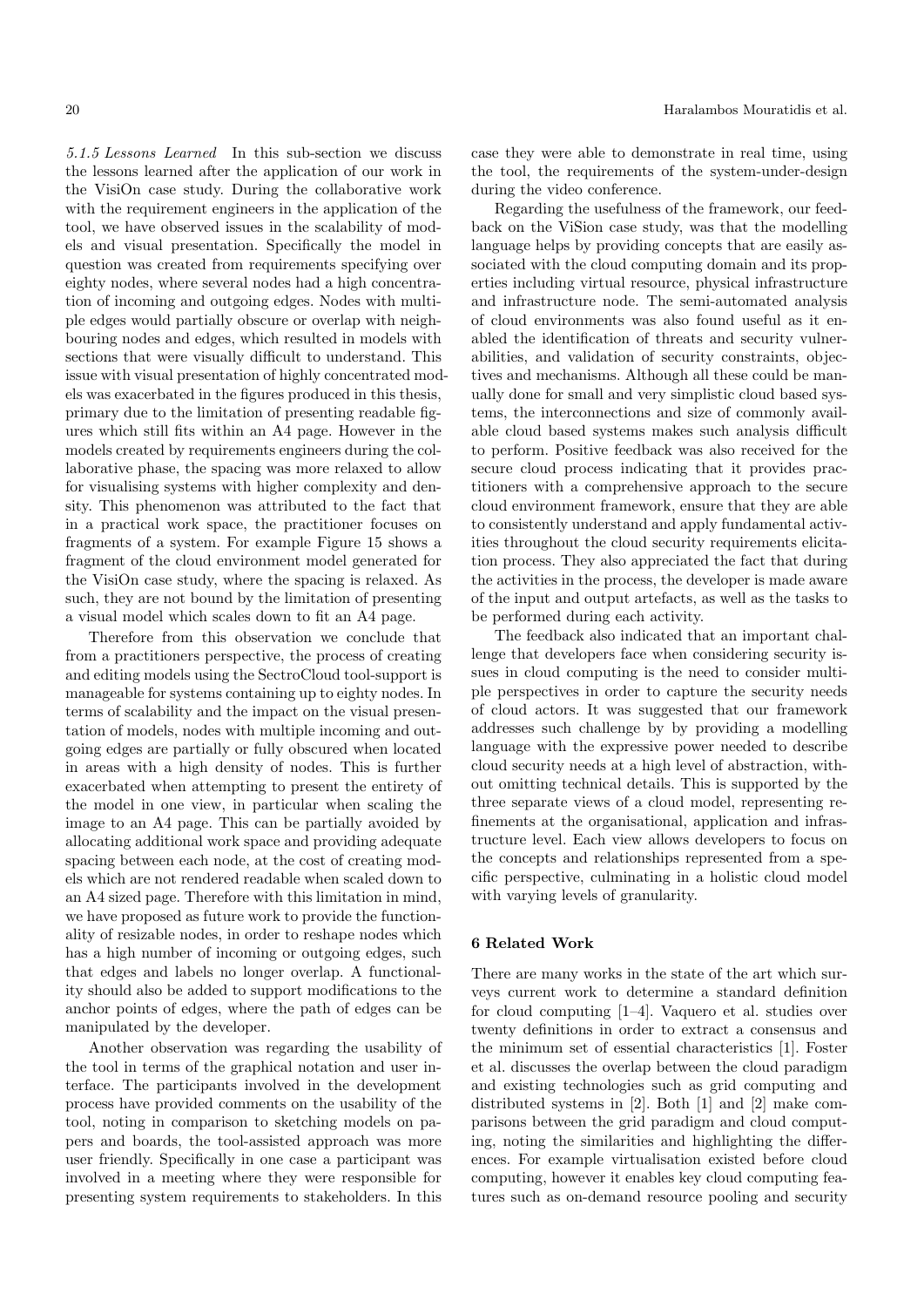*5.1.5 Lessons Learned* In this sub-section we discuss the lessons learned after the application of our work in the VisiOn case study. During the collaborative work with the requirement engineers in the application of the tool, we have observed issues in the scalability of models and visual presentation. Specifically the model in question was created from requirements specifying over eighty nodes, where several nodes had a high concentration of incoming and outgoing edges. Nodes with multiple edges would partially obscure or overlap with neighbouring nodes and edges, which resulted in models with sections that were visually difficult to understand. This issue with visual presentation of highly concentrated models was exacerbated in the figures produced in this thesis, primary due to the limitation of presenting readable figures which still fits within an A4 page. However in the models created by requirements engineers during the collaborative phase, the spacing was more relaxed to allow for visualising systems with higher complexity and density. This phenomenon was attributed to the fact that in a practical work space, the practitioner focuses on fragments of a system. For example Figure 15 shows a fragment of the cloud environment model generated for the VisiOn case study, where the spacing is relaxed. As such, they are not bound by the limitation of presenting a visual model which scales down to fit an A4 page.

Therefore from this observation we conclude that from a practitioners perspective, the process of creating and editing models using the SectroCloud tool-support is manageable for systems containing up to eighty nodes. In terms of scalability and the impact on the visual presentation of models, nodes with multiple incoming and outgoing edges are partially or fully obscured when located in areas with a high density of nodes. This is further exacerbated when attempting to present the entirety of the model in one view, in particular when scaling the image to an A4 page. This can be partially avoided by allocating additional work space and providing adequate spacing between each node, at the cost of creating models which are not rendered readable when scaled down to an A4 sized page. Therefore with this limitation in mind, we have proposed as future work to provide the functionality of resizable nodes, in order to reshape nodes which has a high number of incoming or outgoing edges, such that edges and labels no longer overlap. A functionality should also be added to support modifications to the anchor points of edges, where the path of edges can be manipulated by the developer.

Another observation was regarding the usability of the tool in terms of the graphical notation and user interface. The participants involved in the development process have provided comments on the usability of the tool, noting in comparison to sketching models on papers and boards, the tool-assisted approach was more user friendly. Specifically in one case a participant was involved in a meeting where they were responsible for presenting system requirements to stakeholders. In this case they were able to demonstrate in real time, using the tool, the requirements of the system-under-design during the video conference.

Regarding the usefulness of the framework, our feedback on the ViSion case study, was that the modelling language helps by providing concepts that are easily associated with the cloud computing domain and its properties including virtual resource, physical infrastructure and infrastructure node. The semi-automated analysis of cloud environments was also found useful as it enabled the identification of threats and security vulnerabilities, and validation of security constraints, objectives and mechanisms. Although all these could be manually done for small and very simplistic cloud based systems, the interconnections and size of commonly available cloud based systems makes such analysis difficult to perform. Positive feedback was also received for the secure cloud process indicating that it provides practitioners with a comprehensive approach to the secure cloud environment framework, ensure that they are able to consistently understand and apply fundamental activities throughout the cloud security requirements elicitation process. They also appreciated the fact that during the activities in the process, the developer is made aware of the input and output artefacts, as well as the tasks to be performed during each activity.

The feedback also indicated that an important challenge that developers face when considering security issues in cloud computing is the need to consider multiple perspectives in order to capture the security needs of cloud actors. It was suggested that our framework addresses such challenge by by providing a modelling language with the expressive power needed to describe cloud security needs at a high level of abstraction, without omitting technical details. This is supported by the three separate views of a cloud model, representing refinements at the organisational, application and infrastructure level. Each view allows developers to focus on the concepts and relationships represented from a specific perspective, culminating in a holistic cloud model with varying levels of granularity.

## 6 Related Work

There are many works in the state of the art which surveys current work to determine a standard definition for cloud computing [1–4]. Vaquero et al. studies over twenty definitions in order to extract a consensus and the minimum set of essential characteristics [1]. Foster et al. discusses the overlap between the cloud paradigm and existing technologies such as grid computing and distributed systems in [2]. Both [1] and [2] make comparisons between the grid paradigm and cloud computing, noting the similarities and highlighting the differences. For example virtualisation existed before cloud computing, however it enables key cloud computing features such as on-demand resource pooling and security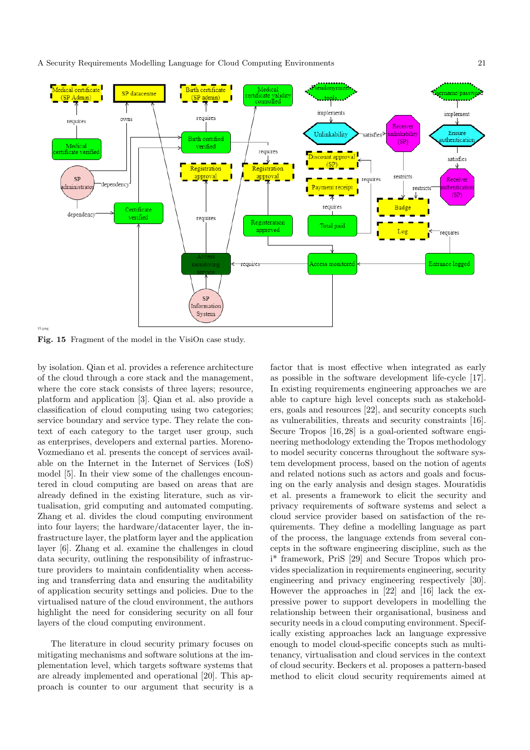Fig. 15 Fragment of the model in the VisiOn case study.

by isolation. Qian et al. provides a reference architecture of the cloud through a core stack and the management, where the core stack consists of three layers; resource, platform and application [3]. Qian et al. also provide a classification of cloud computing using two categories; service boundary and service type. They relate the context of each category to the target user group, such as enterprises, developers and external parties. Moreno-Vozmediano et al. presents the concept of services available on the Internet in the Internet of Services (IoS) model [5]. In their view some of the challenges encountered in cloud computing are based on areas that are already defined in the existing literature, such as virtualisation, grid computing and automated computing. Zhang et al. divides the cloud computing environment into four layers; the hardware/datacenter layer, the infrastructure layer, the platform layer and the application layer [6]. Zhang et al. examine the challenges in cloud data security, outlining the responsibility of infrastructure providers to maintain confidentiality when accessing and transferring data and ensuring the auditability of application security settings and policies. Due to the virtualised nature of the cloud environment, the authors highlight the need for considering security on all four layers of the cloud computing environment.

The literature in cloud security primary focuses on mitigating mechanisms and software solutions at the implementation level, which targets software systems that are already implemented and operational [20]. This approach is counter to our argument that security is a factor that is most effective when integrated as early as possible in the software development life-cycle [17]. In existing requirements engineering approaches we are able to capture high level concepts such as stakeholders, goals and resources [22], and security concepts such as vulnerabilities, threats and security constraints [16]. Secure Tropos [16,28] is a goal-oriented software engineering methodology extending the Tropos methodology to model security concerns throughout the software system development process, based on the notion of agents and related notions such as actors and goals and focusing on the early analysis and design stages. Mouratidis et al. presents a framework to elicit the security and privacy requirements of software systems and select a cloud service provider based on satisfaction of the requirements. They define a modelling language as part of the process, the language extends from several concepts in the software engineering discipline, such as the i* framework, PriS [29] and Secure Tropos which provides specialization in requirements engineering, security engineering and privacy engineering respectively [30]. However the approaches in [22] and [16] lack the expressive power to support developers in modelling the relationship between their organisational, business and security needs in a cloud computing environment. Specifically existing approaches lack an language expressive enough to model cloud-specific concepts such as multi-tenancy, virtualisation and cloud services in the context of cloud security. Beckers et al. proposes a pattern-based method to elicit cloud security requirements aimed at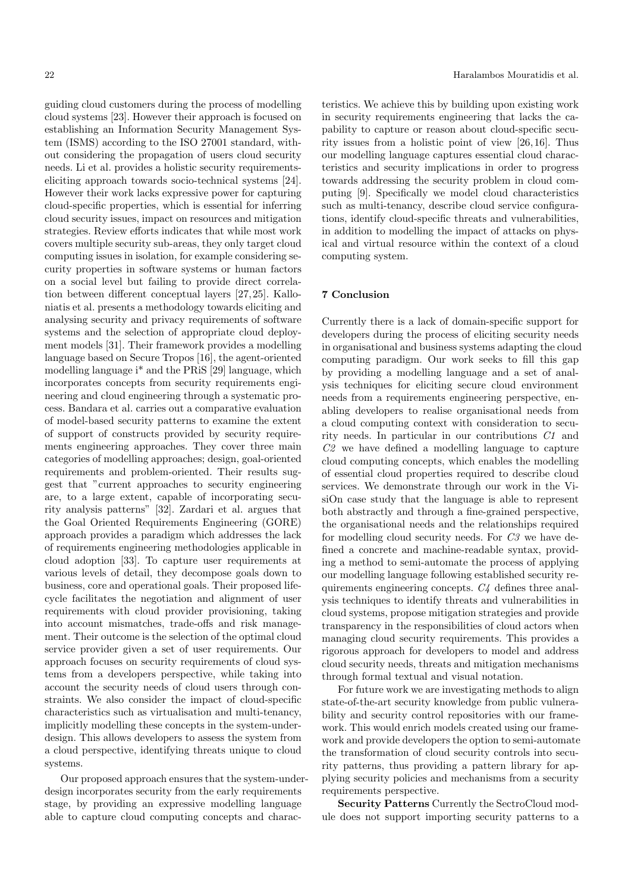guiding cloud customers during the process of modelling cloud systems [23]. However their approach is focused on establishing an Information Security Management System (ISMS) according to the ISO 27001 standard, without considering the propagation of users cloud security needs. Li et al. provides a holistic security requirements-eliciting approach towards socio-technical systems [24]. However their work lacks expressive power for capturing cloud-specific properties, which is essential for inferring cloud security issues, impact on resources and mitigation strategies. Review efforts indicates that while most work covers multiple security sub-areas, they only target cloud computing issues in isolation, for example considering security properties in software systems or human factors on a social level but failing to provide direct correlation between different conceptual layers [27,25]. Kalloniatis et al. presents a methodology towards eliciting and analysing security and privacy requirements of software systems and the selection of appropriate cloud deployment models [31]. Their framework provides a modelling language based on Secure Tropos [16], the agent-oriented modelling language i* and the PRiS [29] language, which incorporates concepts from security requirements engineering and cloud engineering through a systematic process. Bandara et al. carries out a comparative evaluation of model-based security patterns to examine the extent of support of constructs provided by security requirements engineering approaches. They cover three main categories of modelling approaches; design, goal-oriented requirements and problem-oriented. Their results suggest that "current approaches to security engineering are, to a large extent, capable of incorporating security analysis patterns" [32]. Zardari et al. argues that the Goal Oriented Requirements Engineering (GORE) approach provides a paradigm which addresses the lack of requirements engineering methodologies applicable in cloud adoption [33]. To capture user requirements at various levels of detail, they decompose goals down to business, core and operational goals. Their proposed lifecycle facilitates the negotiation and alignment of user requirements with cloud provider provisioning, taking into account mismatches, trade-offs and risk management. Their outcome is the selection of the optimal cloud service provider given a set of user requirements. Our approach focuses on security requirements of cloud systems from a developers perspective, while taking into account the security needs of cloud users through constraints. We also consider the impact of cloud-specific characteristics such as virtualisation and multi-tenancy, implicitly modelling these concepts in the system-under-design. This allows developers to assess the system from a cloud perspective, identifying threats unique to cloud systems.

Our proposed approach ensures that the system-under-design incorporates security from the early requirements stage, by providing an expressive modelling language able to capture cloud computing concepts and characteristics. We achieve this by building upon existing work in security requirements engineering that lacks the capability to capture or reason about cloud-specific security issues from a holistic point of view [26,16]. Thus our modelling language captures essential cloud characteristics and security implications in order to progress towards addressing the security problem in cloud computing [9]. Specifically we model cloud characteristics such as multi-tenancy, describe cloud service configurations, identify cloud-specific threats and vulnerabilities, in addition to modelling the impact of attacks on physical and virtual resource within the context of a cloud computing system.

## 7 Conclusion

Currently there is a lack of domain-specific support for developers during the process of eliciting security needs in organisational and business systems adapting the cloud computing paradigm. Our work seeks to fill this gap by providing a modelling language and a set of analysis techniques for eliciting secure cloud environment needs from a requirements engineering perspective, enabling developers to realise organisational needs from a cloud computing context with consideration to security needs. In particular in our contributions *C1* and *C2* we have defined a modelling language to capture cloud computing concepts, which enables the modelling of essential cloud properties required to describe cloud services. We demonstrate through our work in the VisiOn case study that the language is able to represent both abstractly and through a fine-grained perspective, the organisational needs and the relationships required for modelling cloud security needs. For *C3* we have defined a concrete and machine-readable syntax, providing a method to semi-automate the process of applying our modelling language following established security requirements engineering concepts. *C4* defines three analysis techniques to identify threats and vulnerabilities in cloud systems, propose mitigation strategies and provide transparency in the responsibilities of cloud actors when managing cloud security requirements. This provides a rigorous approach for developers to model and address cloud security needs, threats and mitigation mechanisms through formal textual and visual notation.

For future work we are investigating methods to align state-of-the-art security knowledge from public vulnerability and security control repositories with our framework. This would enrich models created using our framework and provide developers the option to semi-automate the transformation of cloud security controls into security patterns, thus providing a pattern library for applying security policies and mechanisms from a security requirements perspective.

**Security Patterns** Currently the SectroCloud module does not support importing security patterns to a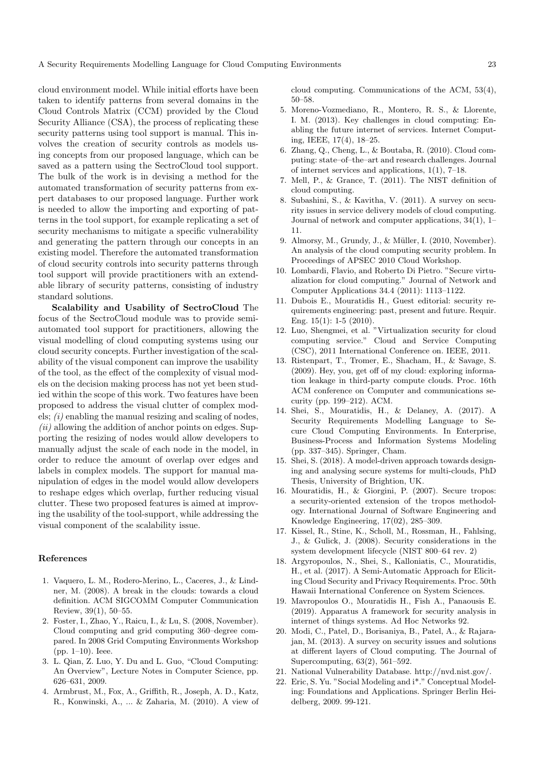cloud environment model. While initial efforts have been taken to identify patterns from several domains in the Cloud Controls Matrix (CCM) provided by the Cloud Security Alliance (CSA), the process of replicating these security patterns using tool support is manual. This involves the creation of security controls as models using concepts from our proposed language, which can be saved as a pattern using the SectroCloud tool support. The bulk of the work is in devising a method for the automated transformation of security patterns from expert databases to our proposed language. Further work is needed to allow the importing and exporting of patterns in the tool support, for example replicating a set of security mechanisms to mitigate a specific vulnerability and generating the pattern through our concepts in an existing model. Therefore the automated transformation of cloud security controls into security patterns through tool support will provide practitioners with an extendable library of security patterns, consisting of industry standard solutions.

**Scalability and Usability of SectroCloud** The focus of the SectroCloud module was to provide semi-automated tool support for practitioners, allowing the visual modelling of cloud computing systems using our cloud security concepts. Further investigation of the scalability of the visual component can improve the usability of the tool, as the effect of the complexity of visual models on the decision making process has not yet been studied within the scope of this work. Two features have been proposed to address the visual clutter of complex models; *(i)* enabling the manual resizing and scaling of nodes, *(ii)* allowing the addition of anchor points on edges. Supporting the resizing of nodes would allow developers to manually adjust the scale of each node in the model, in order to reduce the amount of overlap over edges and labels in complex models. The support for manual manipulation of edges in the model would allow developers to reshape edges which overlap, further reducing visual clutter. These two proposed features is aimed at improving the usability of the tool-support, while addressing the visual component of the scalability issue.

## References

1. Vaquero, L. M., Rodero-Merino, L., Caceres, J., & Lindner, M. (2008). A break in the clouds: towards a cloud definition. ACM SIGCOMM Computer Communication Review, 39(1), 50–55.
2. Foster, I., Zhao, Y., Raicu, I., & Lu, S. (2008, November). Cloud computing and grid computing 360–degree compared. In 2008 Grid Computing Environments Workshop (pp. 1–10). Ieee.
3. L. Qian, Z. Luo, Y. Du and L. Guo, "Cloud Computing: An Overview", Lecture Notes in Computer Science, pp. 626–631, 2009.
4. Armbrust, M., Fox, A., Griffith, R., Joseph, A. D., Katz, R., Konwinski, A., ... & Zaharia, M. (2010). A view of cloud computing. Communications of the ACM, 53(4), 50–58.
5. Moreno-Vozmediano, R., Montero, R. S., & Llorente, I. M. (2013). Key challenges in cloud computing: Enabling the future internet of services. Internet Computing, IEEE, 17(4), 18–25.
6. Zhang, Q., Cheng, L., & Boutaba, R. (2010). Cloud computing: state–of–the–art and research challenges. Journal of internet services and applications, 1(1), 7–18.
7. Mell, P., & Grance, T. (2011). The NIST definition of cloud computing.
8. Subashini, S., & Kavitha, V. (2011). A survey on security issues in service delivery models of cloud computing. Journal of network and computer applications, 34(1), 1–11.
9. Almorsy, M., Grundy, J., & Müller, I. (2010, November). An analysis of the cloud computing security problem. In Proceedings of APSEC 2010 Cloud Workshop.
10. Lombardi, Flavio, and Roberto Di Pietro. "Secure virtualization for cloud computing." Journal of Network and Computer Applications 34.4 (2011): 1113–1122.
11. Dubois E., Mouratidis H., Guest editorial: security requirements engineering: past, present and future. Requir. Eng. 15(1): 1-5 (2010).
12. Luo, Shengmei, et al. "Virtualization security for cloud computing service." Cloud and Service Computing (CSC), 2011 International Conference on. IEEE, 2011.
13. Ristenpart, T., Tromer, E., Shacham, H., & Savage, S. (2009). Hey, you, get off of my cloud: exploring information leakage in third-party compute clouds. Proc. 16th ACM conference on Computer and communications security (pp. 199–212). ACM.
14. Shei, S., Mouratidis, H., & Delaney, A. (2017). A Security Requirements Modelling Language to Secure Cloud Computing Environments. In Enterprise, Business-Process and Information Systems Modeling (pp. 337–345). Springer, Cham.
15. Shei, S. (2018). A model-driven approach towards designing and analysing secure systems for multi-clouds, PhD Thesis, University of Brighton, UK.
16. Mouratidis, H., & Giorgini, P. (2007). Secure tropos: a security-oriented extension of the tropos methodology. International Journal of Software Engineering and Knowledge Engineering, 17(02), 285–309.
17. Kissel, R., Stine, K., Scholl, M., Rossman, H., Fahlsing, J., & Gulick, J. (2008). Security considerations in the system development lifecycle (NIST 800–64 rev. 2)
18. Argyropoulos, N., Shei, S., Kalloniatis, C., Mouratidis, H., et al. (2017). A Semi-Automatic Approach for Eliciting Cloud Security and Privacy Requirements. Proc. 50th Hawaii International Conference on System Sciences.
19. Mavropoulos O., Mouratidis H., Fish A., Panaousis E. (2019). Apparatus A framework for security analysis in internet of things systems. Ad Hoc Networks 92.
20. Modi, C., Patel, D., Borisaniya, B., Patel, A., & Rajarajan, M. (2013). A survey on security issues and solutions at different layers of Cloud computing. The Journal of Supercomputing, 63(2), 561–592.
21. National Vulnerability Database. http://nvd.nist.gov/.
22. Eric, S. Yu. "Social Modeling and i*." Conceptual Modeling: Foundations and Applications. Springer Berlin Heidelberg, 2009. 99-121.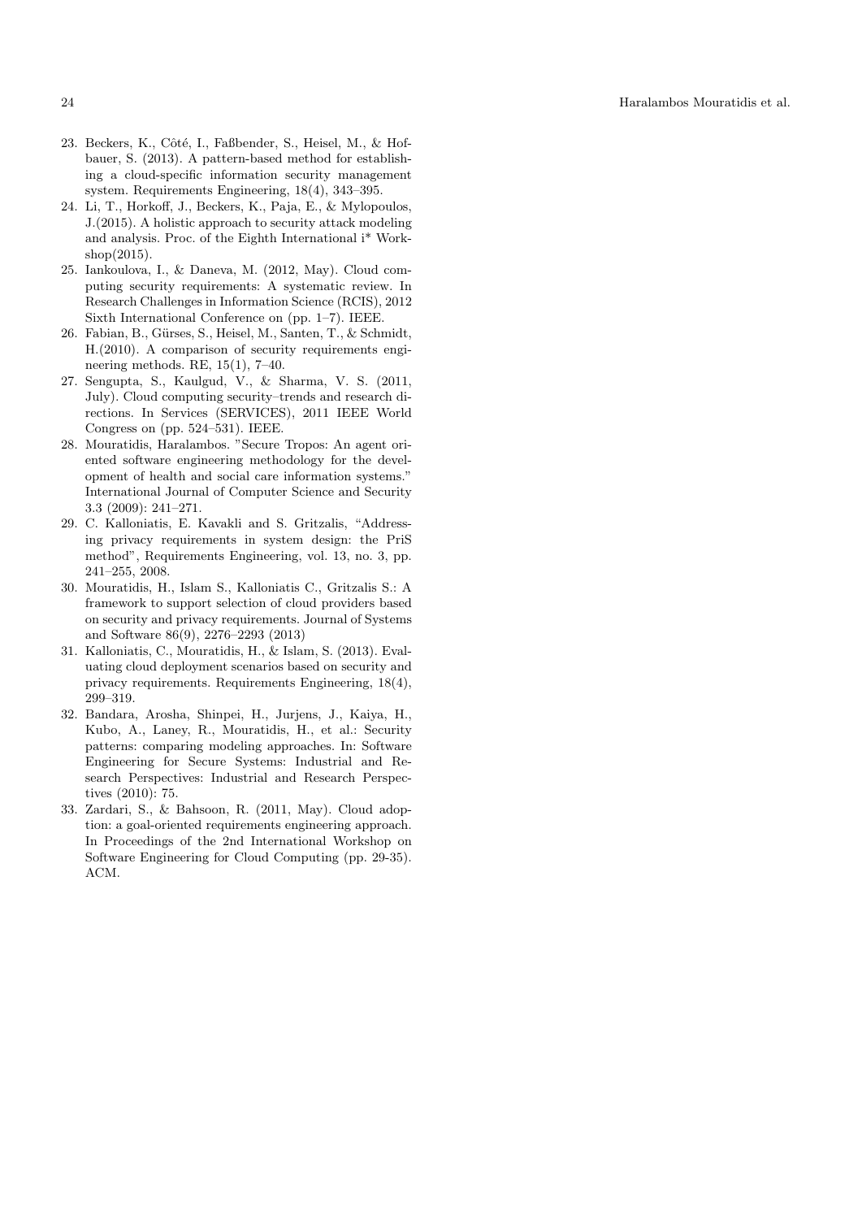23. Beckers, K., Côté, I., Faßbender, S., Heisel, M., & Hofbauer, S. (2013). A pattern-based method for establishing a cloud-specific information security management system. Requirements Engineering, 18(4), 343–395.
24. Li, T., Horkoff, J., Beckers, K., Paja, E., & Mylopoulos, J.(2015). A holistic approach to security attack modeling and analysis. Proc. of the Eighth International i* Workshop(2015).
25. Iankoulova, I., & Daneva, M. (2012, May). Cloud computing security requirements: A systematic review. In Research Challenges in Information Science (RCIS), 2012 Sixth International Conference on (pp. 1–7). IEEE.
26. Fabian, B., Gürses, S., Heisel, M., Santen, T., & Schmidt, H.(2010). A comparison of security requirements engineering methods. RE, 15(1), 7–40.
27. Sengupta, S., Kaulgud, V., & Sharma, V. S. (2011, July). Cloud computing security–trends and research directions. In Services (SERVICES), 2011 IEEE World Congress on (pp. 524–531). IEEE.
28. Mouratidis, Haralambos. "Secure Tropos: An agent oriented software engineering methodology for the development of health and social care information systems." International Journal of Computer Science and Security 3.3 (2009): 241–271.
29. C. Kalloniatis, E. Kavakli and S. Gritzalis, "Addressing privacy requirements in system design: the PriS method", Requirements Engineering, vol. 13, no. 3, pp. 241–255, 2008.
30. Mouratidis, H., Islam S., Kalloniatis C., Gritzalis S.: A framework to support selection of cloud providers based on security and privacy requirements. Journal of Systems and Software 86(9), 2276–2293 (2013)
31. Kalloniatis, C., Mouratidis, H., & Islam, S. (2013). Evaluating cloud deployment scenarios based on security and privacy requirements. Requirements Engineering, 18(4), 299–319.
32. Bandara, Arosha, Shinpei, H., Jurjens, J., Kaiya, H., Kubo, A., Laney, R., Mouratidis, H., et al.: Security patterns: comparing modeling approaches. In: Software Engineering for Secure Systems: Industrial and Research Perspectives: Industrial and Research Perspectives (2010): 75.
33. Zardari, S., & Bahsoon, R. (2011, May). Cloud adoption: a goal-oriented requirements engineering approach. In Proceedings of the 2nd International Workshop on Software Engineering for Cloud Computing (pp. 29-35). ACM.